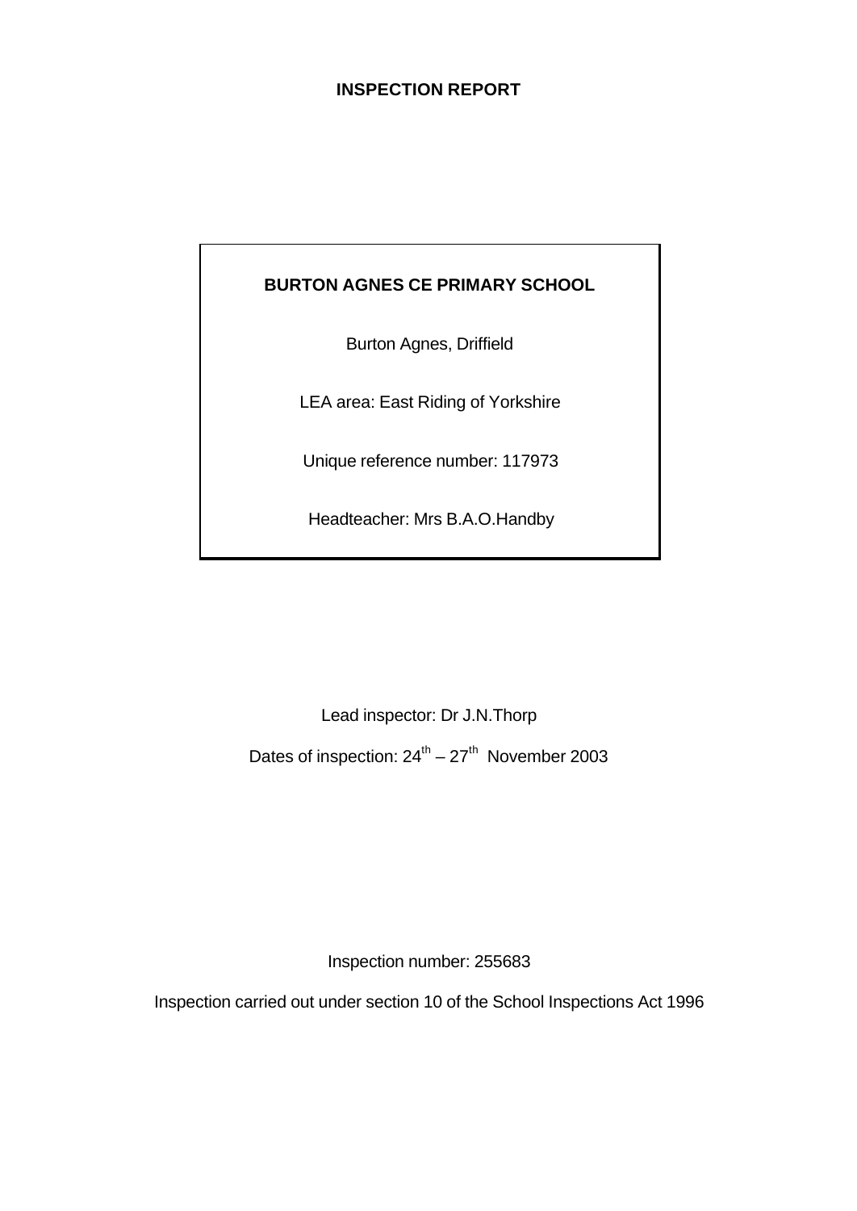# INSPECTION REPORT

**BURTON AGNES CE PRIMARY SCHOOL**

Burton Agnes, Driffield

LEA area: East Riding of Yorkshire

Unique reference number: 117973

Headteacher: Mrs B.A.O.Handby

Lead inspector: Dr J.N.Thorp

Dates of inspection: 24th – 27th November 2003

Inspection number: 255683

Inspection carried out under section 10 of the School Inspections Act 1996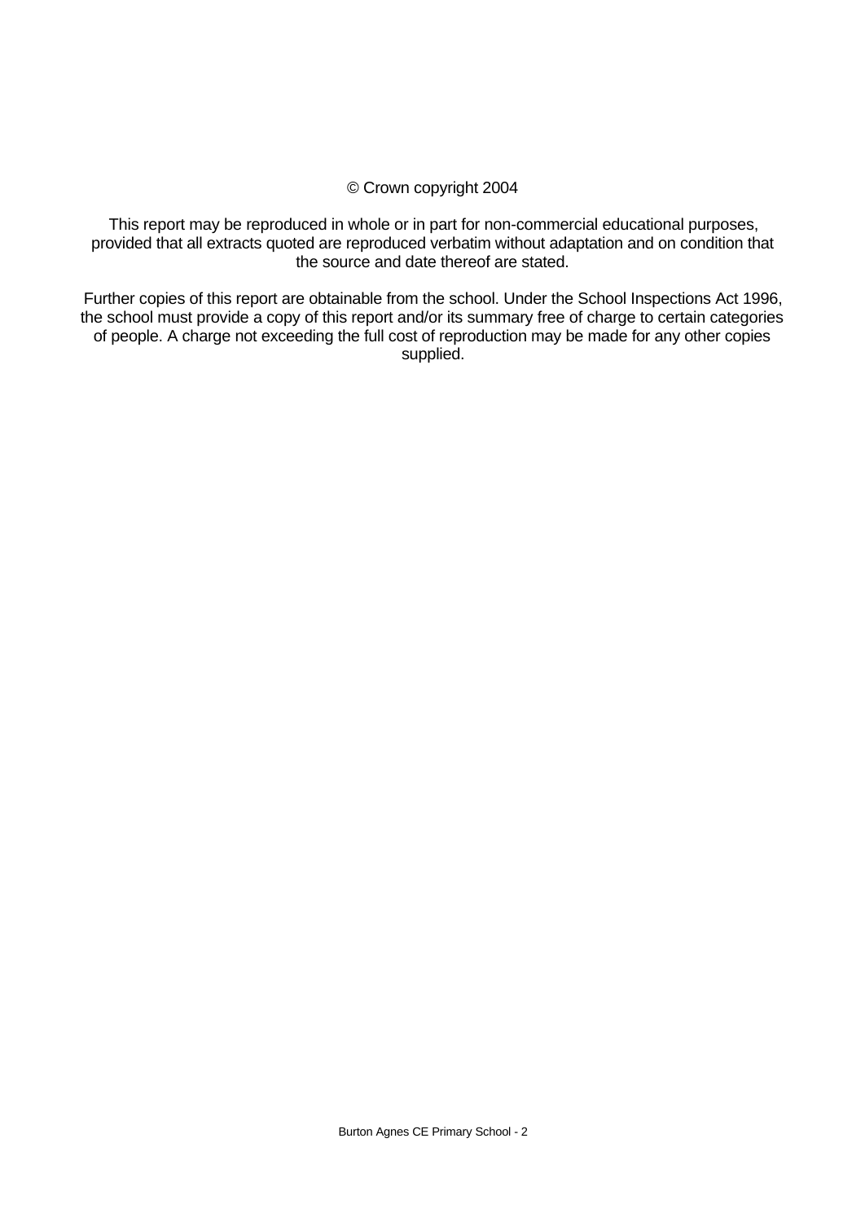© Crown copyright 2004

This report may be reproduced in whole or in part for non-commercial educational purposes, provided that all extracts quoted are reproduced verbatim without adaptation and on condition that the source and date thereof are stated.

Further copies of this report are obtainable from the school. Under the School Inspections Act 1996, the school must provide a copy of this report and/or its summary free of charge to certain categories of people. A charge not exceeding the full cost of reproduction may be made for any other copies supplied.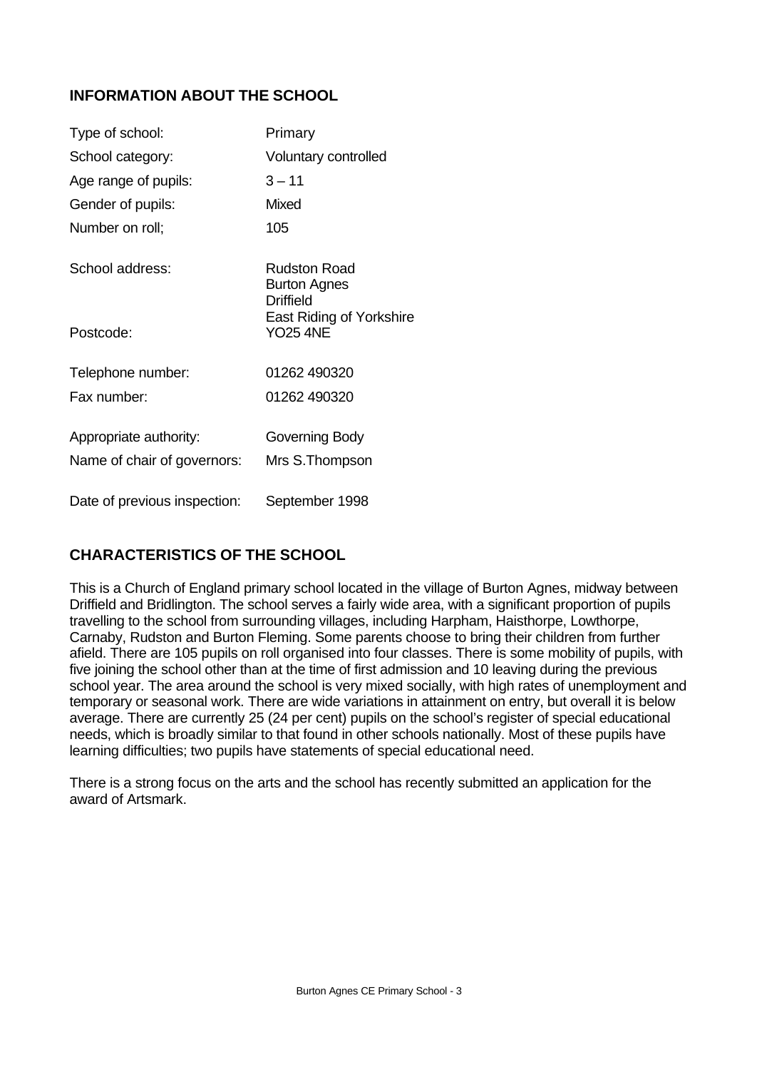## INFORMATION ABOUT THE SCHOOL

| | |
|---|---|
| Type of school: | Primary |
| School category: | Voluntary controlled |
| Age range of pupils: | 3 – 11 |
| Gender of pupils: | Mixed |
| Number on roll; | 105 |
| School address: | Rudston Road<br>Burton Agnes<br>Driffield<br>East Riding of Yorkshire |
| Postcode: | YO25 4NE |
| Telephone number: | 01262 490320 |
| Fax number: | 01262 490320 |
| Appropriate authority: | Governing Body |
| Name of chair of governors: | Mrs S.Thompson |
| Date of previous inspection: | September 1998 |

## CHARACTERISTICS OF THE SCHOOL

This is a Church of England primary school located in the village of Burton Agnes, midway between Driffield and Bridlington. The school serves a fairly wide area, with a significant proportion of pupils travelling to the school from surrounding villages, including Harpham, Haisthorpe, Lowthorpe, Carnaby, Rudston and Burton Fleming. Some parents choose to bring their children from further afield. There are 105 pupils on roll organised into four classes. There is some mobility of pupils, with five joining the school other than at the time of first admission and 10 leaving during the previous school year. The area around the school is very mixed socially, with high rates of unemployment and temporary or seasonal work. There are wide variations in attainment on entry, but overall it is below average. There are currently 25 (24 per cent) pupils on the school's register of special educational needs, which is broadly similar to that found in other schools nationally. Most of these pupils have learning difficulties; two pupils have statements of special educational need.

There is a strong focus on the arts and the school has recently submitted an application for the award of Artsmark.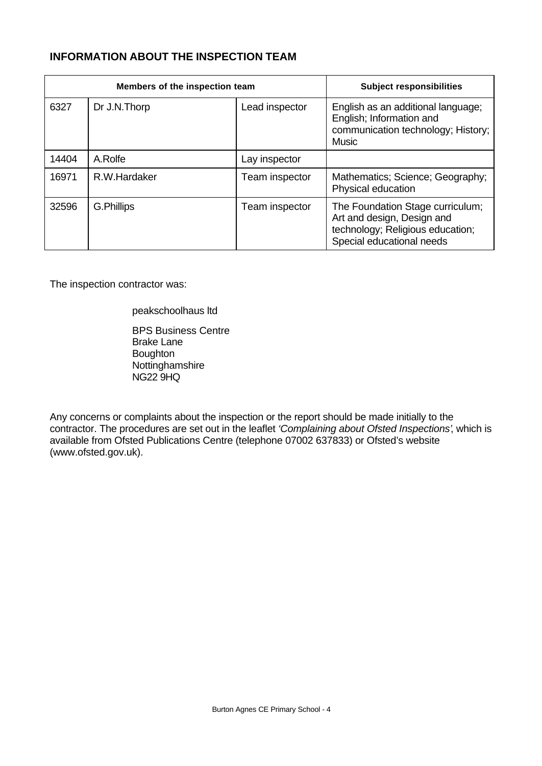## INFORMATION ABOUT THE INSPECTION TEAM

| Members of the inspection team | | | Subject responsibilities |
|---|---|---|---|
| 6327 | Dr J.N.Thorp | Lead inspector | English as an additional language; English; Information and communication technology; History; Music |
| 14404 | A.Rolfe | Lay inspector | |
| 16971 | R.W.Hardaker | Team inspector | Mathematics; Science; Geography; Physical education |
| 32596 | G.Phillips | Team inspector | The Foundation Stage curriculum; Art and design, Design and technology; Religious education; Special educational needs |

The inspection contractor was:

peakschoolhaus ltd

BPS Business Centre
Brake Lane
Boughton
Nottinghamshire
NG22 9HQ

Any concerns or complaints about the inspection or the report should be made initially to the contractor. The procedures are set out in the leaflet *'Complaining about Ofsted Inspections'*, which is available from Ofsted Publications Centre (telephone 07002 637833) or Ofsted's website (www.ofsted.gov.uk).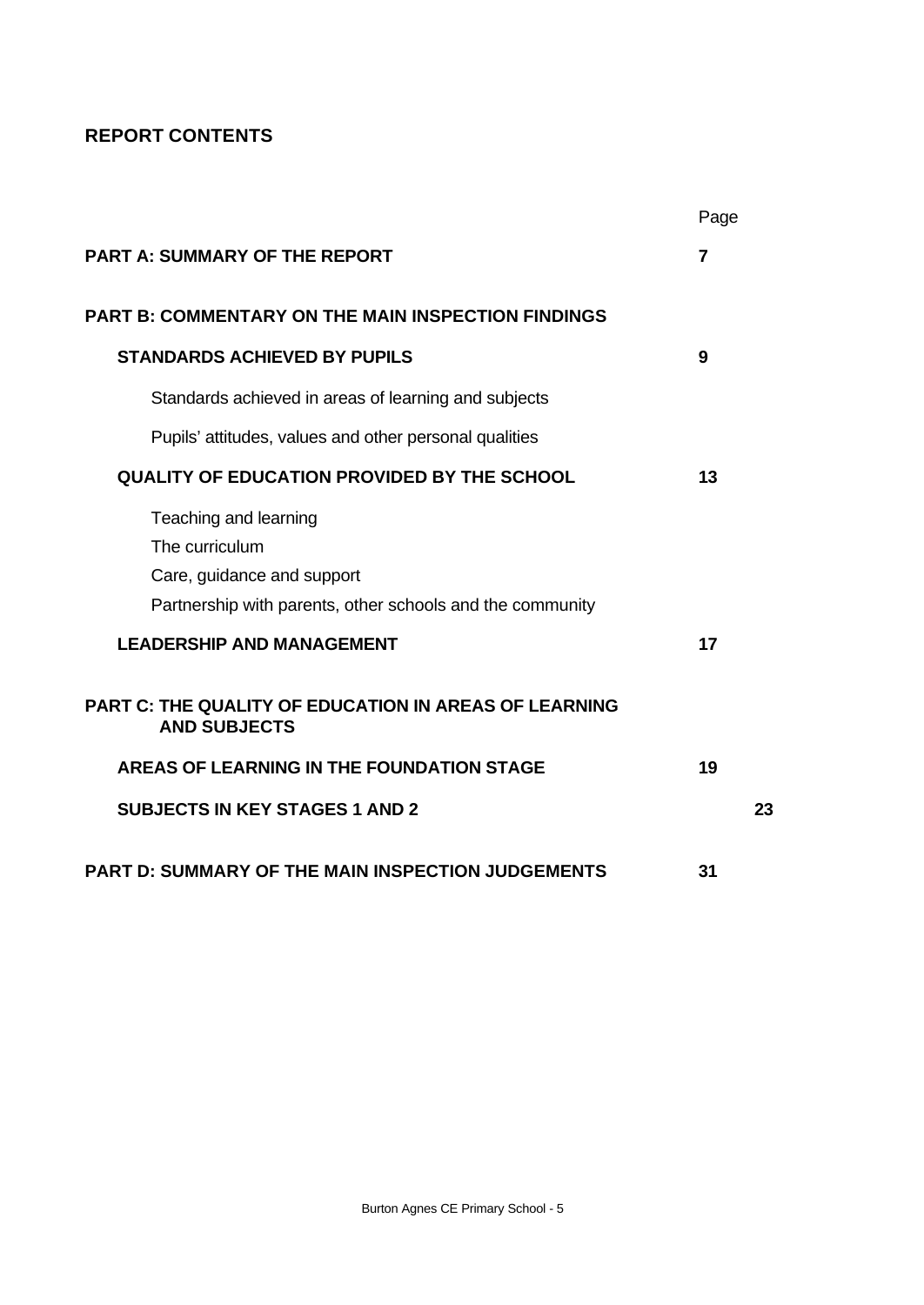## REPORT CONTENTS

| | Page |
|---|---|
| **PART A: SUMMARY OF THE REPORT** | **7** |
| **PART B: COMMENTARY ON THE MAIN INSPECTION FINDINGS** | |
| **STANDARDS ACHIEVED BY PUPILS** | **9** |
| Standards achieved in areas of learning and subjects | |
| Pupils' attitudes, values and other personal qualities | |
| **QUALITY OF EDUCATION PROVIDED BY THE SCHOOL** | **13** |
| Teaching and learning | |
| The curriculum | |
| Care, guidance and support | |
| Partnership with parents, other schools and the community | |
| **LEADERSHIP AND MANAGEMENT** | **17** |
| **PART C: THE QUALITY OF EDUCATION IN AREAS OF LEARNING AND SUBJECTS** | |
| **AREAS OF LEARNING IN THE FOUNDATION STAGE** | **19** |
| **SUBJECTS IN KEY STAGES 1 AND 2** | **23** |
| **PART D: SUMMARY OF THE MAIN INSPECTION JUDGEMENTS** | **31** |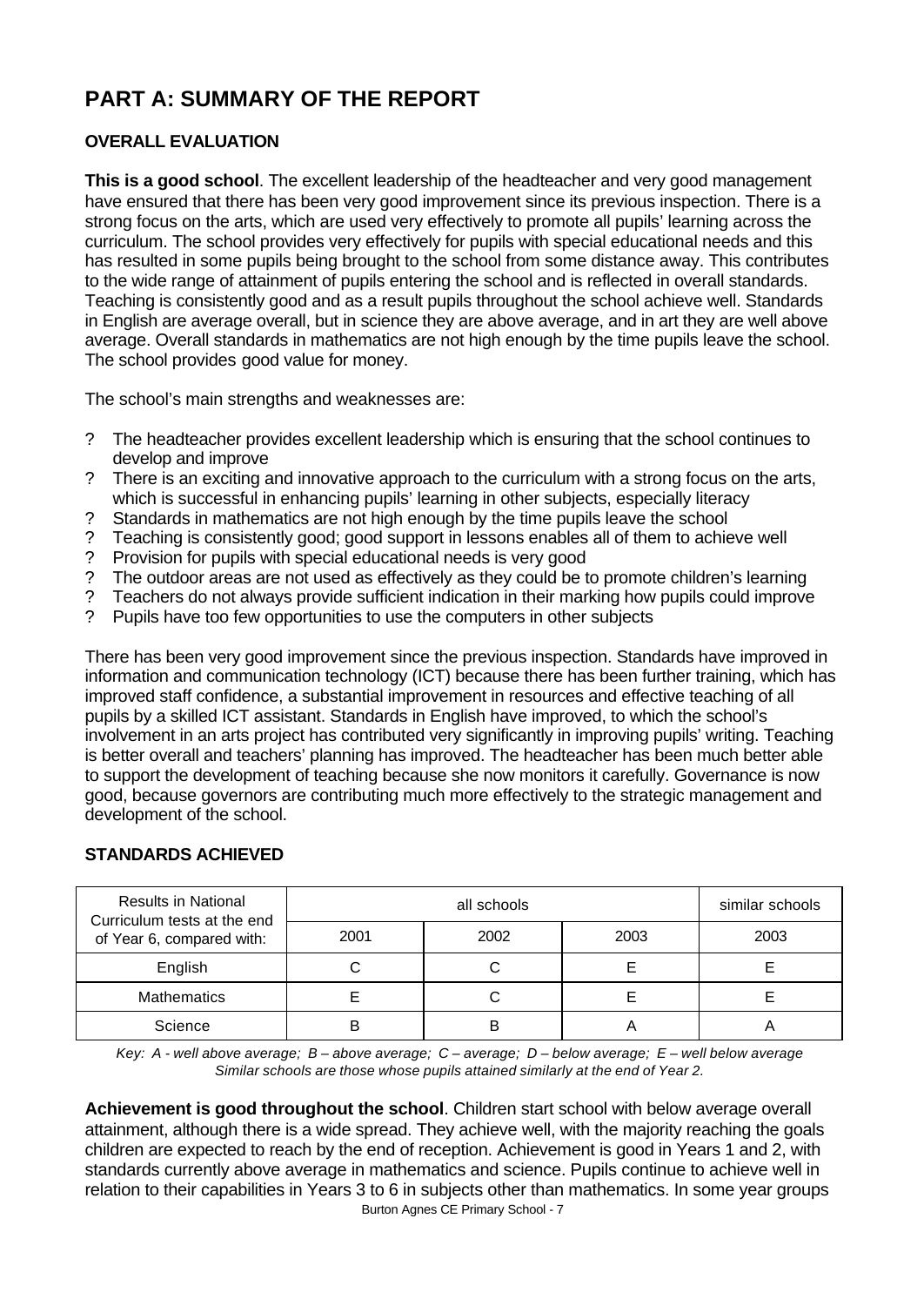# PART A: SUMMARY OF THE REPORT

## OVERALL EVALUATION

**This is a good school**. The excellent leadership of the headteacher and very good management have ensured that there has been very good improvement since its previous inspection. There is a strong focus on the arts, which are used very effectively to promote all pupils' learning across the curriculum. The school provides very effectively for pupils with special educational needs and this has resulted in some pupils being brought to the school from some distance away. This contributes to the wide range of attainment of pupils entering the school and is reflected in overall standards. Teaching is consistently good and as a result pupils throughout the school achieve well. Standards in English are average overall, but in science they are above average, and in art they are well above average. Overall standards in mathematics are not high enough by the time pupils leave the school. The school provides good value for money.

The school's main strengths and weaknesses are:

- The headteacher provides excellent leadership which is ensuring that the school continues to develop and improve
- There is an exciting and innovative approach to the curriculum with a strong focus on the arts, which is successful in enhancing pupils' learning in other subjects, especially literacy
- Standards in mathematics are not high enough by the time pupils leave the school
- Teaching is consistently good; good support in lessons enables all of them to achieve well
- Provision for pupils with special educational needs is very good
- The outdoor areas are not used as effectively as they could be to promote children's learning
- Teachers do not always provide sufficient indication in their marking how pupils could improve
- Pupils have too few opportunities to use the computers in other subjects

There has been very good improvement since the previous inspection. Standards have improved in information and communication technology (ICT) because there has been further training, which has improved staff confidence, a substantial improvement in resources and effective teaching of all pupils by a skilled ICT assistant. Standards in English have improved, to which the school's involvement in an arts project has contributed very significantly in improving pupils' writing. Teaching is better overall and teachers' planning has improved. The headteacher has been much better able to support the development of teaching because she now monitors it carefully. Governance is now good, because governors are contributing much more effectively to the strategic management and development of the school.

## STANDARDS ACHIEVED

| Results in National Curriculum tests at the end of Year 6, compared with: | all schools | | | similar schools |
|---|---|---|---|---|
| | 2001 | 2002 | 2003 | 2003 |
| English | C | C | E | E |
| Mathematics | E | C | E | E |
| Science | B | B | A | A |

*Key: A - well above average; B – above average; C – average; D – below average; E – well below average*
*Similar schools are those whose pupils attained similarly at the end of Year 2.*

**Achievement is good throughout the school**. Children start school with below average overall attainment, although there is a wide spread. They achieve well, with the majority reaching the goals children are expected to reach by the end of reception. Achievement is good in Years 1 and 2, with standards currently above average in mathematics and science. Pupils continue to achieve well in relation to their capabilities in Years 3 to 6 in subjects other than mathematics. In some year groups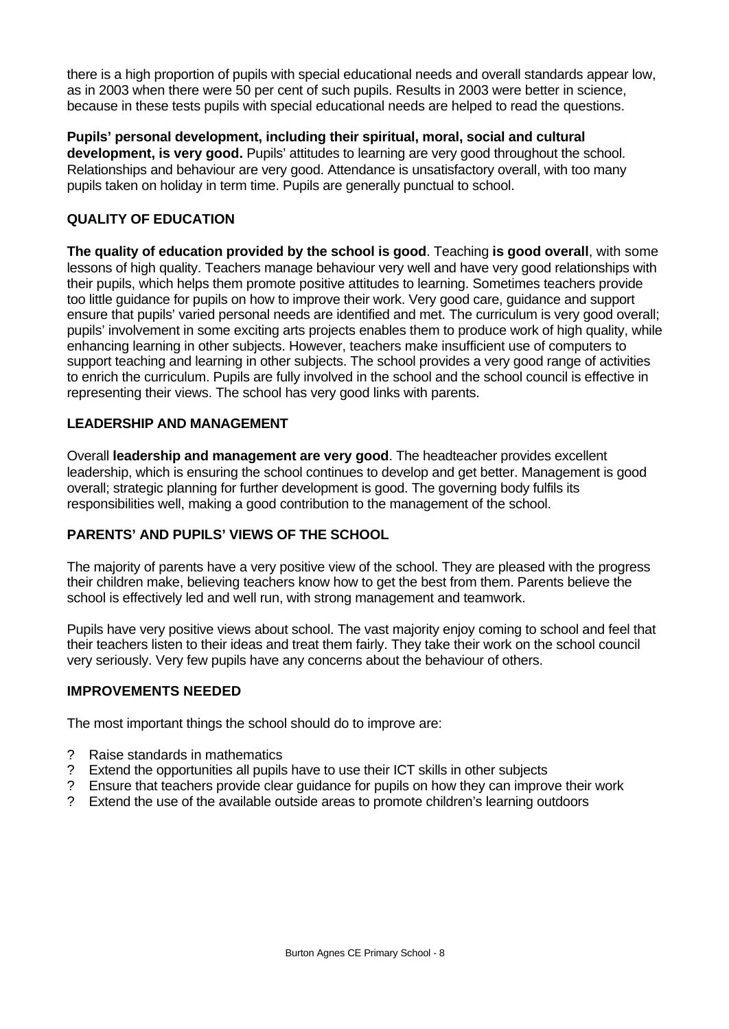there is a high proportion of pupils with special educational needs and overall standards appear low, as in 2003 when there were 50 per cent of such pupils. Results in 2003 were better in science, because in these tests pupils with special educational needs are helped to read the questions.

**Pupils' personal development, including their spiritual, moral, social and cultural development, is very good.** Pupils' attitudes to learning are very good throughout the school. Relationships and behaviour are very good. Attendance is unsatisfactory overall, with too many pupils taken on holiday in term time. Pupils are generally punctual to school.

## QUALITY OF EDUCATION

**The quality of education provided by the school is good**. Teaching **is good overall**, with some lessons of high quality. Teachers manage behaviour very well and have very good relationships with their pupils, which helps them promote positive attitudes to learning. Sometimes teachers provide too little guidance for pupils on how to improve their work. Very good care, guidance and support ensure that pupils' varied personal needs are identified and met. The curriculum is very good overall; pupils' involvement in some exciting arts projects enables them to produce work of high quality, while enhancing learning in other subjects. However, teachers make insufficient use of computers to support teaching and learning in other subjects. The school provides a very good range of activities to enrich the curriculum. Pupils are fully involved in the school and the school council is effective in representing their views. The school has very good links with parents.

## LEADERSHIP AND MANAGEMENT

Overall **leadership and management are very good**. The headteacher provides excellent leadership, which is ensuring the school continues to develop and get better. Management is good overall; strategic planning for further development is good. The governing body fulfils its responsibilities well, making a good contribution to the management of the school.

## PARENTS' AND PUPILS' VIEWS OF THE SCHOOL

The majority of parents have a very positive view of the school. They are pleased with the progress their children make, believing teachers know how to get the best from them. Parents believe the school is effectively led and well run, with strong management and teamwork.

Pupils have very positive views about school. The vast majority enjoy coming to school and feel that their teachers listen to their ideas and treat them fairly. They take their work on the school council very seriously. Very few pupils have any concerns about the behaviour of others.

## IMPROVEMENTS NEEDED

The most important things the school should do to improve are:

- Raise standards in mathematics
- Extend the opportunities all pupils have to use their ICT skills in other subjects
- Ensure that teachers provide clear guidance for pupils on how they can improve their work
- Extend the use of the available outside areas to promote children's learning outdoors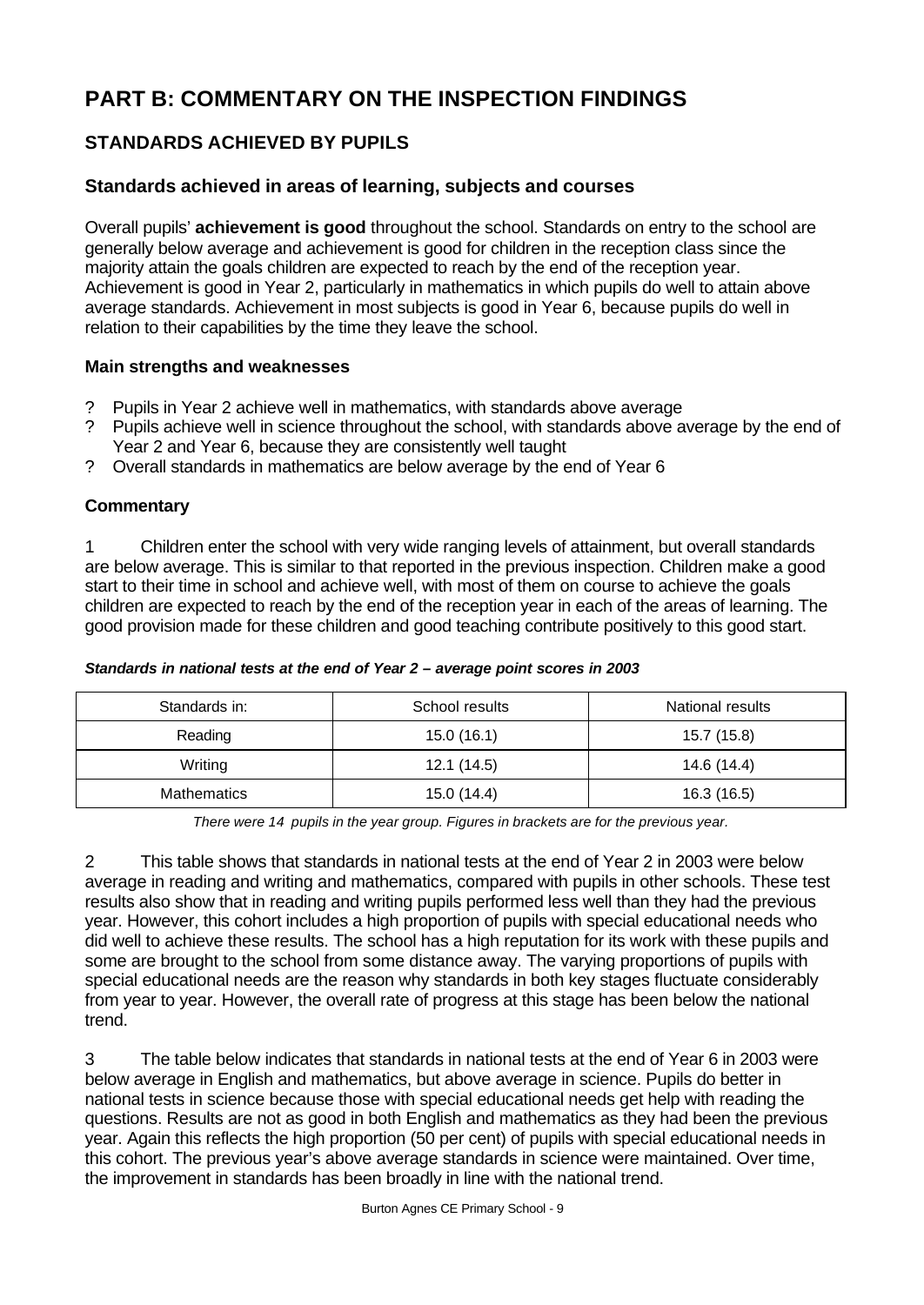# PART B: COMMENTARY ON THE INSPECTION FINDINGS

## STANDARDS ACHIEVED BY PUPILS

### Standards achieved in areas of learning, subjects and courses

Overall pupils' **achievement is good** throughout the school. Standards on entry to the school are generally below average and achievement is good for children in the reception class since the majority attain the goals children are expected to reach by the end of the reception year. Achievement is good in Year 2, particularly in mathematics in which pupils do well to attain above average standards. Achievement in most subjects is good in Year 6, because pupils do well in relation to their capabilities by the time they leave the school.

#### Main strengths and weaknesses

- Pupils in Year 2 achieve well in mathematics, with standards above average
- Pupils achieve well in science throughout the school, with standards above average by the end of Year 2 and Year 6, because they are consistently well taught
- Overall standards in mathematics are below average by the end of Year 6

#### Commentary

1 Children enter the school with very wide ranging levels of attainment, but overall standards are below average. This is similar to that reported in the previous inspection. Children make a good start to their time in school and achieve well, with most of them on course to achieve the goals children are expected to reach by the end of the reception year in each of the areas of learning. The good provision made for these children and good teaching contribute positively to this good start.

***Standards in national tests at the end of Year 2 – average point scores in 2003***

| Standards in: | School results | National results |
|---|---|---|
| Reading | 15.0 (16.1) | 15.7 (15.8) |
| Writing | 12.1 (14.5) | 14.6 (14.4) |
| Mathematics | 15.0 (14.4) | 16.3 (16.5) |

*There were 14 pupils in the year group. Figures in brackets are for the previous year.*

2 This table shows that standards in national tests at the end of Year 2 in 2003 were below average in reading and writing and mathematics, compared with pupils in other schools. These test results also show that in reading and writing pupils performed less well than they had the previous year. However, this cohort includes a high proportion of pupils with special educational needs who did well to achieve these results. The school has a high reputation for its work with these pupils and some are brought to the school from some distance away. The varying proportions of pupils with special educational needs are the reason why standards in both key stages fluctuate considerably from year to year. However, the overall rate of progress at this stage has been below the national trend.

3 The table below indicates that standards in national tests at the end of Year 6 in 2003 were below average in English and mathematics, but above average in science. Pupils do better in national tests in science because those with special educational needs get help with reading the questions. Results are not as good in both English and mathematics as they had been the previous year. Again this reflects the high proportion (50 per cent) of pupils with special educational needs in this cohort. The previous year's above average standards in science were maintained. Over time, the improvement in standards has been broadly in line with the national trend.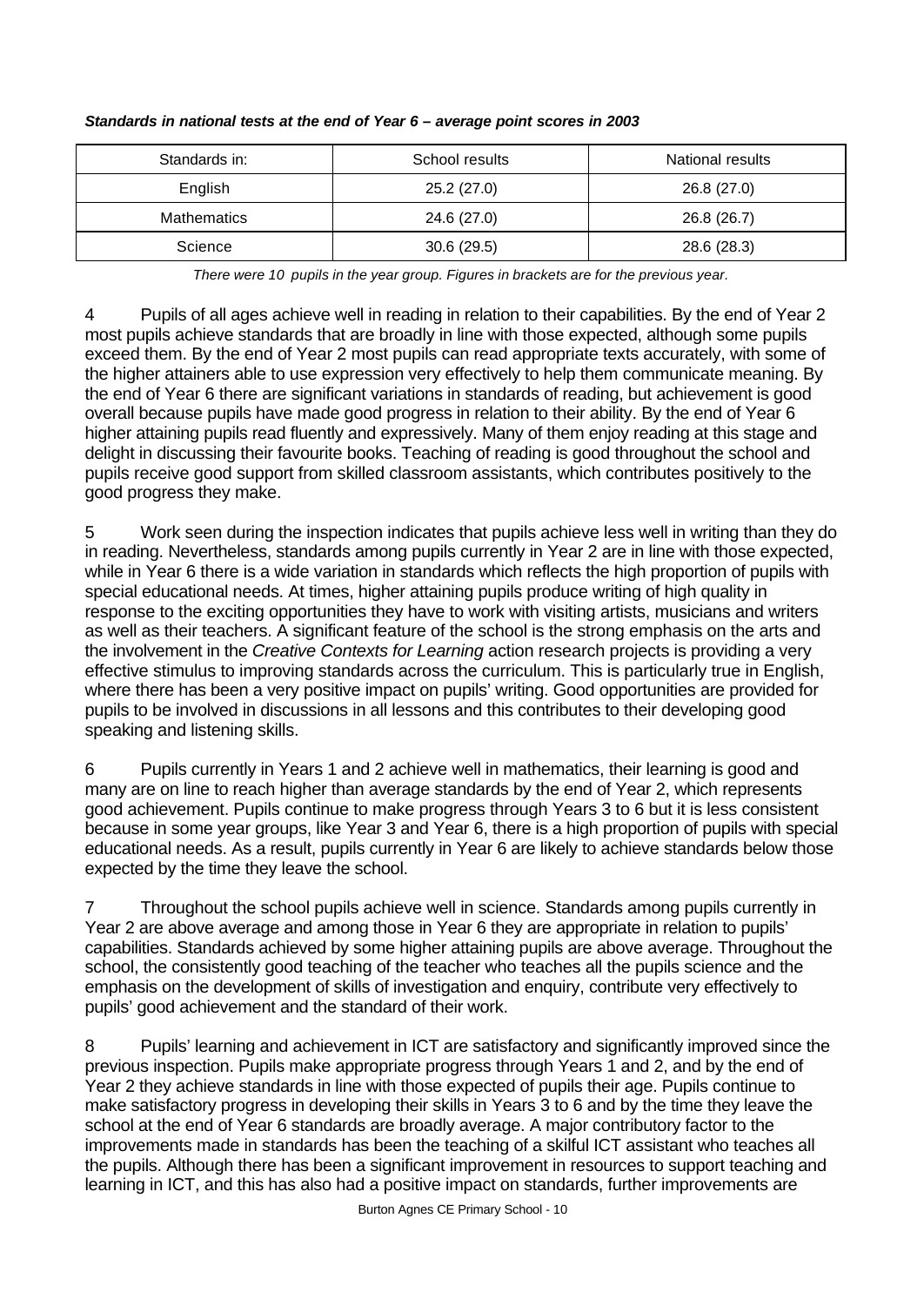***Standards in national tests at the end of Year 6 – average point scores in 2003***

| Standards in: | School results | National results |
|---|---|---|
| English | 25.2 (27.0) | 26.8 (27.0) |
| Mathematics | 24.6 (27.0) | 26.8 (26.7) |
| Science | 30.6 (29.5) | 28.6 (28.3) |

*There were 10 pupils in the year group. Figures in brackets are for the previous year.*

4 Pupils of all ages achieve well in reading in relation to their capabilities. By the end of Year 2 most pupils achieve standards that are broadly in line with those expected, although some pupils exceed them. By the end of Year 2 most pupils can read appropriate texts accurately, with some of the higher attainers able to use expression very effectively to help them communicate meaning. By the end of Year 6 there are significant variations in standards of reading, but achievement is good overall because pupils have made good progress in relation to their ability. By the end of Year 6 higher attaining pupils read fluently and expressively. Many of them enjoy reading at this stage and delight in discussing their favourite books. Teaching of reading is good throughout the school and pupils receive good support from skilled classroom assistants, which contributes positively to the good progress they make.

5 Work seen during the inspection indicates that pupils achieve less well in writing than they do in reading. Nevertheless, standards among pupils currently in Year 2 are in line with those expected, while in Year 6 there is a wide variation in standards which reflects the high proportion of pupils with special educational needs. At times, higher attaining pupils produce writing of high quality in response to the exciting opportunities they have to work with visiting artists, musicians and writers as well as their teachers. A significant feature of the school is the strong emphasis on the arts and the involvement in the *Creative Contexts for Learning* action research projects is providing a very effective stimulus to improving standards across the curriculum. This is particularly true in English, where there has been a very positive impact on pupils' writing. Good opportunities are provided for pupils to be involved in discussions in all lessons and this contributes to their developing good speaking and listening skills.

6 Pupils currently in Years 1 and 2 achieve well in mathematics, their learning is good and many are on line to reach higher than average standards by the end of Year 2, which represents good achievement. Pupils continue to make progress through Years 3 to 6 but it is less consistent because in some year groups, like Year 3 and Year 6, there is a high proportion of pupils with special educational needs. As a result, pupils currently in Year 6 are likely to achieve standards below those expected by the time they leave the school.

7 Throughout the school pupils achieve well in science. Standards among pupils currently in Year 2 are above average and among those in Year 6 they are appropriate in relation to pupils' capabilities. Standards achieved by some higher attaining pupils are above average. Throughout the school, the consistently good teaching of the teacher who teaches all the pupils science and the emphasis on the development of skills of investigation and enquiry, contribute very effectively to pupils' good achievement and the standard of their work.

8 Pupils' learning and achievement in ICT are satisfactory and significantly improved since the previous inspection. Pupils make appropriate progress through Years 1 and 2, and by the end of Year 2 they achieve standards in line with those expected of pupils their age. Pupils continue to make satisfactory progress in developing their skills in Years 3 to 6 and by the time they leave the school at the end of Year 6 standards are broadly average. A major contributory factor to the improvements made in standards has been the teaching of a skilful ICT assistant who teaches all the pupils. Although there has been a significant improvement in resources to support teaching and learning in ICT, and this has also had a positive impact on standards, further improvements are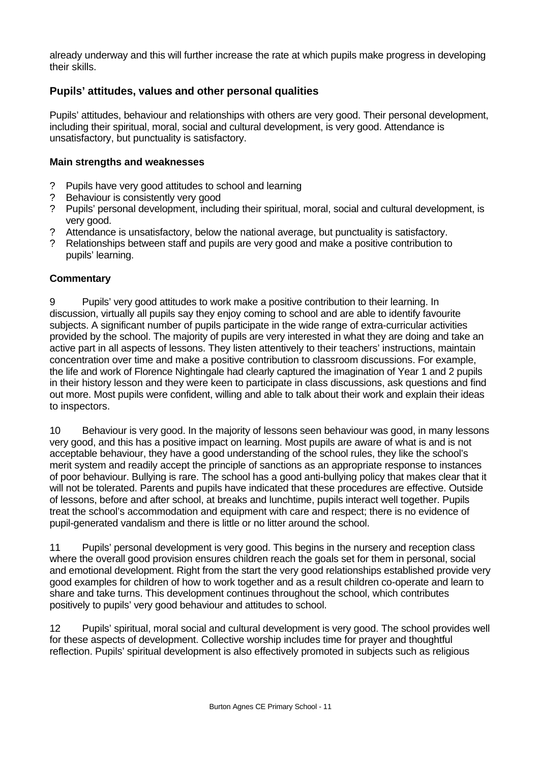already underway and this will further increase the rate at which pupils make progress in developing their skills.

### Pupils' attitudes, values and other personal qualities

Pupils' attitudes, behaviour and relationships with others are very good. Their personal development, including their spiritual, moral, social and cultural development, is very good. Attendance is unsatisfactory, but punctuality is satisfactory.

#### Main strengths and weaknesses

- Pupils have very good attitudes to school and learning
- Behaviour is consistently very good
- Pupils' personal development, including their spiritual, moral, social and cultural development, is very good.
- Attendance is unsatisfactory, below the national average, but punctuality is satisfactory.
- Relationships between staff and pupils are very good and make a positive contribution to pupils' learning.

#### Commentary

9 Pupils' very good attitudes to work make a positive contribution to their learning. In discussion, virtually all pupils say they enjoy coming to school and are able to identify favourite subjects. A significant number of pupils participate in the wide range of extra-curricular activities provided by the school. The majority of pupils are very interested in what they are doing and take an active part in all aspects of lessons. They listen attentively to their teachers' instructions, maintain concentration over time and make a positive contribution to classroom discussions. For example, the life and work of Florence Nightingale had clearly captured the imagination of Year 1 and 2 pupils in their history lesson and they were keen to participate in class discussions, ask questions and find out more. Most pupils were confident, willing and able to talk about their work and explain their ideas to inspectors.

10 Behaviour is very good. In the majority of lessons seen behaviour was good, in many lessons very good, and this has a positive impact on learning. Most pupils are aware of what is and is not acceptable behaviour, they have a good understanding of the school rules, they like the school's merit system and readily accept the principle of sanctions as an appropriate response to instances of poor behaviour. Bullying is rare. The school has a good anti-bullying policy that makes clear that it will not be tolerated. Parents and pupils have indicated that these procedures are effective. Outside of lessons, before and after school, at breaks and lunchtime, pupils interact well together. Pupils treat the school's accommodation and equipment with care and respect; there is no evidence of pupil-generated vandalism and there is little or no litter around the school.

11 Pupils' personal development is very good. This begins in the nursery and reception class where the overall good provision ensures children reach the goals set for them in personal, social and emotional development. Right from the start the very good relationships established provide very good examples for children of how to work together and as a result children co-operate and learn to share and take turns. This development continues throughout the school, which contributes positively to pupils' very good behaviour and attitudes to school.

12 Pupils' spiritual, moral social and cultural development is very good. The school provides well for these aspects of development. Collective worship includes time for prayer and thoughtful reflection. Pupils' spiritual development is also effectively promoted in subjects such as religious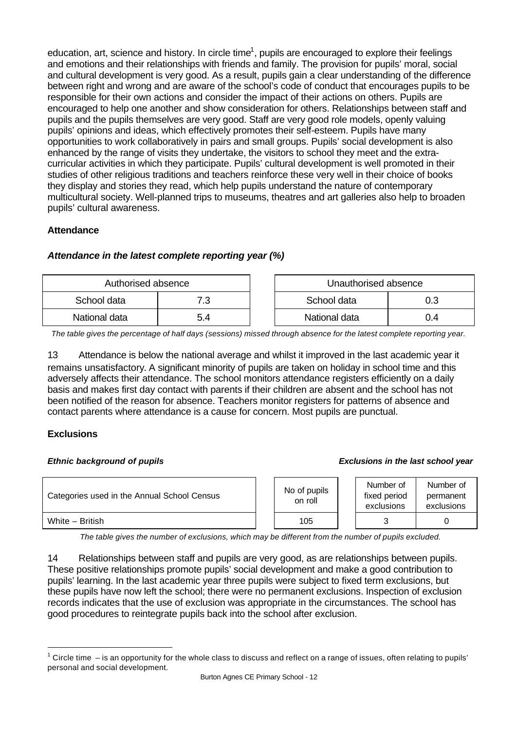education, art, science and history. In circle time[1], pupils are encouraged to explore their feelings and emotions and their relationships with friends and family. The provision for pupils' moral, social and cultural development is very good. As a result, pupils gain a clear understanding of the difference between right and wrong and are aware of the school's code of conduct that encourages pupils to be responsible for their own actions and consider the impact of their actions on others. Pupils are encouraged to help one another and show consideration for others. Relationships between staff and pupils and the pupils themselves are very good. Staff are very good role models, openly valuing pupils' opinions and ideas, which effectively promotes their self-esteem. Pupils have many opportunities to work collaboratively in pairs and small groups. Pupils' social development is also enhanced by the range of visits they undertake, the visitors to school they meet and the extra-curricular activities in which they participate. Pupils' cultural development is well promoted in their studies of other religious traditions and teachers reinforce these very well in their choice of books they display and stories they read, which help pupils understand the nature of contemporary multicultural society. Well-planned trips to museums, theatres and art galleries also help to broaden pupils' cultural awareness.

### Attendance

***Attendance in the latest complete reporting year (%)***

| Authorised absence | |
|---|---|
| School data | 7.3 |
| National data | 5.4 |

| Unauthorised absence | |
|---|---|
| School data | 0.3 |
| National data | 0.4 |

*The table gives the percentage of half days (sessions) missed through absence for the latest complete reporting year.*

13 Attendance is below the national average and whilst it improved in the last academic year it remains unsatisfactory. A significant minority of pupils are taken on holiday in school time and this adversely affects their attendance. The school monitors attendance registers efficiently on a daily basis and makes first day contact with parents if their children are absent and the school has not been notified of the reason for absence. Teachers monitor registers for patterns of absence and contact parents where attendance is a cause for concern. Most pupils are punctual.

### Exclusions

***Ethnic background of pupils*** / ***Exclusions in the last school year***

| Categories used in the Annual School Census | No of pupils on roll | Number of fixed period exclusions | Number of permanent exclusions |
|---|---|---|---|
| White – British | 105 | 3 | 0 |

*The table gives the number of exclusions, which may be different from the number of pupils excluded.*

14 Relationships between staff and pupils are very good, as are relationships between pupils. These positive relationships promote pupils' social development and make a good contribution to pupils' learning. In the last academic year three pupils were subject to fixed term exclusions, but these pupils have now left the school; there were no permanent exclusions. Inspection of exclusion records indicates that the use of exclusion was appropriate in the circumstances. The school has good procedures to reintegrate pupils back into the school after exclusion.

[1] Circle time – is an opportunity for the whole class to discuss and reflect on a range of issues, often relating to pupils' personal and social development.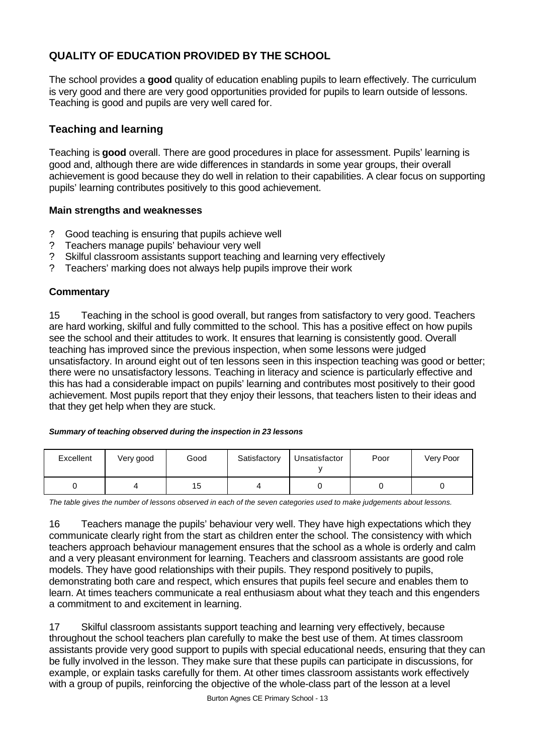## QUALITY OF EDUCATION PROVIDED BY THE SCHOOL

The school provides a **good** quality of education enabling pupils to learn effectively. The curriculum is very good and there are very good opportunities provided for pupils to learn outside of lessons. Teaching is good and pupils are very well cared for.

### Teaching and learning

Teaching is **good** overall. There are good procedures in place for assessment. Pupils' learning is good and, although there are wide differences in standards in some year groups, their overall achievement is good because they do well in relation to their capabilities. A clear focus on supporting pupils' learning contributes positively to this good achievement.

#### Main strengths and weaknesses

- Good teaching is ensuring that pupils achieve well
- Teachers manage pupils' behaviour very well
- Skilful classroom assistants support teaching and learning very effectively
- Teachers' marking does not always help pupils improve their work

#### Commentary

15 Teaching in the school is good overall, but ranges from satisfactory to very good. Teachers are hard working, skilful and fully committed to the school. This has a positive effect on how pupils see the school and their attitudes to work. It ensures that learning is consistently good. Overall teaching has improved since the previous inspection, when some lessons were judged unsatisfactory. In around eight out of ten lessons seen in this inspection teaching was good or better; there were no unsatisfactory lessons. Teaching in literacy and science is particularly effective and this has had a considerable impact on pupils' learning and contributes most positively to their good achievement. Most pupils report that they enjoy their lessons, that teachers listen to their ideas and that they get help when they are stuck.

***Summary of teaching observed during the inspection in 23 lessons***

| Excellent | Very good | Good | Satisfactory | Unsatisfactory | Poor | Very Poor |
|---|---|---|---|---|---|---|
| 0 | 4 | 15 | 4 | 0 | 0 | 0 |

*The table gives the number of lessons observed in each of the seven categories used to make judgements about lessons.*

16 Teachers manage the pupils' behaviour very well. They have high expectations which they communicate clearly right from the start as children enter the school. The consistency with which teachers approach behaviour management ensures that the school as a whole is orderly and calm and a very pleasant environment for learning. Teachers and classroom assistants are good role models. They have good relationships with their pupils. They respond positively to pupils, demonstrating both care and respect, which ensures that pupils feel secure and enables them to learn. At times teachers communicate a real enthusiasm about what they teach and this engenders a commitment to and excitement in learning.

17 Skilful classroom assistants support teaching and learning very effectively, because throughout the school teachers plan carefully to make the best use of them. At times classroom assistants provide very good support to pupils with special educational needs, ensuring that they can be fully involved in the lesson. They make sure that these pupils can participate in discussions, for example, or explain tasks carefully for them. At other times classroom assistants work effectively with a group of pupils, reinforcing the objective of the whole-class part of the lesson at a level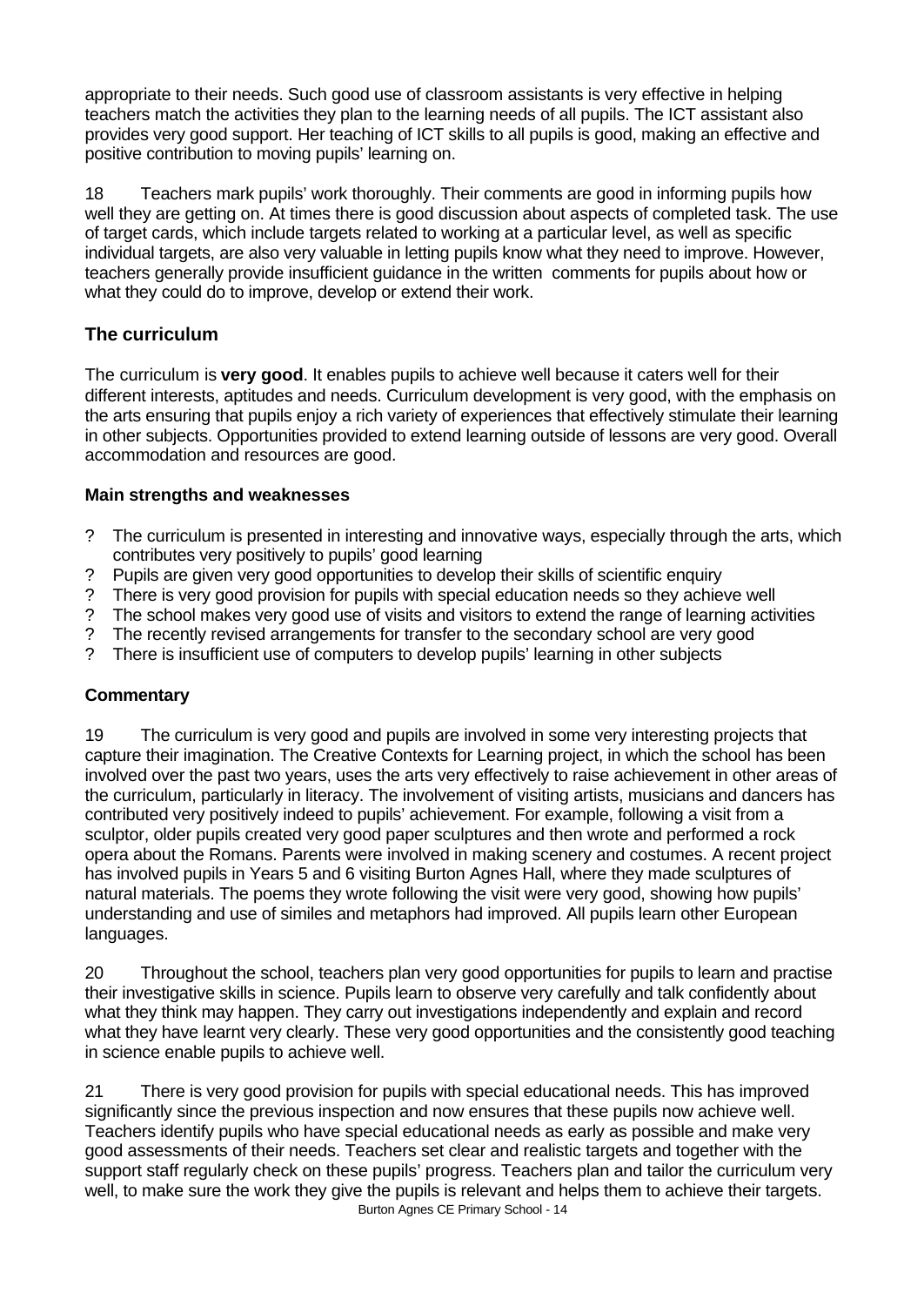appropriate to their needs. Such good use of classroom assistants is very effective in helping teachers match the activities they plan to the learning needs of all pupils. The ICT assistant also provides very good support. Her teaching of ICT skills to all pupils is good, making an effective and positive contribution to moving pupils' learning on.

18 Teachers mark pupils' work thoroughly. Their comments are good in informing pupils how well they are getting on. At times there is good discussion about aspects of completed task. The use of target cards, which include targets related to working at a particular level, as well as specific individual targets, are also very valuable in letting pupils know what they need to improve. However, teachers generally provide insufficient guidance in the written comments for pupils about how or what they could do to improve, develop or extend their work.

## The curriculum

The curriculum is **very good**. It enables pupils to achieve well because it caters well for their different interests, aptitudes and needs. Curriculum development is very good, with the emphasis on the arts ensuring that pupils enjoy a rich variety of experiences that effectively stimulate their learning in other subjects. Opportunities provided to extend learning outside of lessons are very good. Overall accommodation and resources are good.

### Main strengths and weaknesses

- The curriculum is presented in interesting and innovative ways, especially through the arts, which contributes very positively to pupils' good learning
- Pupils are given very good opportunities to develop their skills of scientific enquiry
- There is very good provision for pupils with special education needs so they achieve well
- The school makes very good use of visits and visitors to extend the range of learning activities
- The recently revised arrangements for transfer to the secondary school are very good
- There is insufficient use of computers to develop pupils' learning in other subjects

### Commentary

19 The curriculum is very good and pupils are involved in some very interesting projects that capture their imagination. The Creative Contexts for Learning project, in which the school has been involved over the past two years, uses the arts very effectively to raise achievement in other areas of the curriculum, particularly in literacy. The involvement of visiting artists, musicians and dancers has contributed very positively indeed to pupils' achievement. For example, following a visit from a sculptor, older pupils created very good paper sculptures and then wrote and performed a rock opera about the Romans. Parents were involved in making scenery and costumes. A recent project has involved pupils in Years 5 and 6 visiting Burton Agnes Hall, where they made sculptures of natural materials. The poems they wrote following the visit were very good, showing how pupils' understanding and use of similes and metaphors had improved. All pupils learn other European languages.

20 Throughout the school, teachers plan very good opportunities for pupils to learn and practise their investigative skills in science. Pupils learn to observe very carefully and talk confidently about what they think may happen. They carry out investigations independently and explain and record what they have learnt very clearly. These very good opportunities and the consistently good teaching in science enable pupils to achieve well.

21 There is very good provision for pupils with special educational needs. This has improved significantly since the previous inspection and now ensures that these pupils now achieve well. Teachers identify pupils who have special educational needs as early as possible and make very good assessments of their needs. Teachers set clear and realistic targets and together with the support staff regularly check on these pupils' progress. Teachers plan and tailor the curriculum very well, to make sure the work they give the pupils is relevant and helps them to achieve their targets.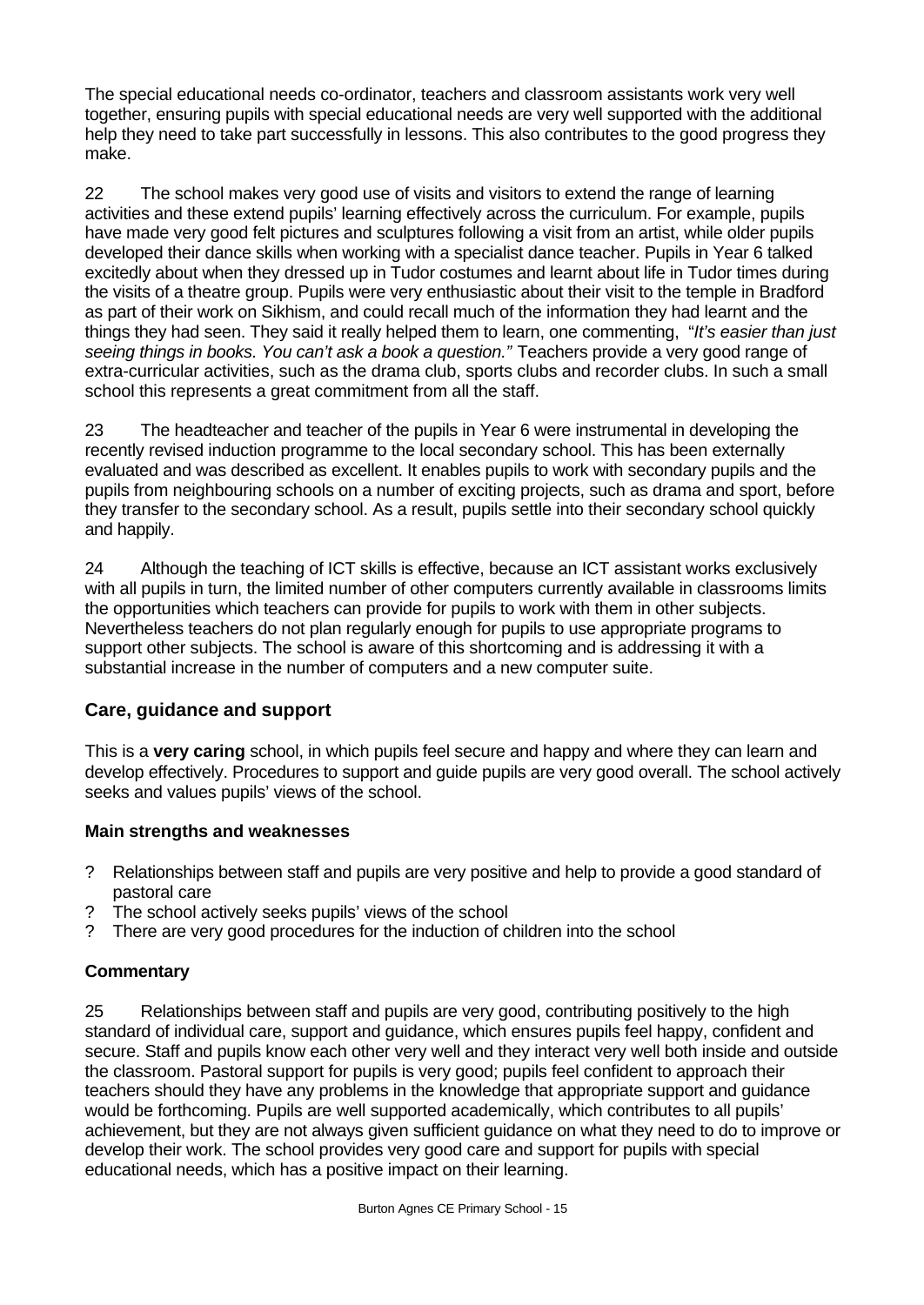The special educational needs co-ordinator, teachers and classroom assistants work very well together, ensuring pupils with special educational needs are very well supported with the additional help they need to take part successfully in lessons. This also contributes to the good progress they make.

22 The school makes very good use of visits and visitors to extend the range of learning activities and these extend pupils' learning effectively across the curriculum. For example, pupils have made very good felt pictures and sculptures following a visit from an artist, while older pupils developed their dance skills when working with a specialist dance teacher. Pupils in Year 6 talked excitedly about when they dressed up in Tudor costumes and learnt about life in Tudor times during the visits of a theatre group. Pupils were very enthusiastic about their visit to the temple in Bradford as part of their work on Sikhism, and could recall much of the information they had learnt and the things they had seen. They said it really helped them to learn, one commenting, "*It's easier than just seeing things in books. You can't ask a book a question.*" Teachers provide a very good range of extra-curricular activities, such as the drama club, sports clubs and recorder clubs. In such a small school this represents a great commitment from all the staff.

23 The headteacher and teacher of the pupils in Year 6 were instrumental in developing the recently revised induction programme to the local secondary school. This has been externally evaluated and was described as excellent. It enables pupils to work with secondary pupils and the pupils from neighbouring schools on a number of exciting projects, such as drama and sport, before they transfer to the secondary school. As a result, pupils settle into their secondary school quickly and happily.

24 Although the teaching of ICT skills is effective, because an ICT assistant works exclusively with all pupils in turn, the limited number of other computers currently available in classrooms limits the opportunities which teachers can provide for pupils to work with them in other subjects. Nevertheless teachers do not plan regularly enough for pupils to use appropriate programs to support other subjects. The school is aware of this shortcoming and is addressing it with a substantial increase in the number of computers and a new computer suite.

## Care, guidance and support

This is a **very caring** school, in which pupils feel secure and happy and where they can learn and develop effectively. Procedures to support and guide pupils are very good overall. The school actively seeks and values pupils' views of the school.

### Main strengths and weaknesses

- Relationships between staff and pupils are very positive and help to provide a good standard of pastoral care
- The school actively seeks pupils' views of the school
- There are very good procedures for the induction of children into the school

### Commentary

25 Relationships between staff and pupils are very good, contributing positively to the high standard of individual care, support and guidance, which ensures pupils feel happy, confident and secure. Staff and pupils know each other very well and they interact very well both inside and outside the classroom. Pastoral support for pupils is very good; pupils feel confident to approach their teachers should they have any problems in the knowledge that appropriate support and guidance would be forthcoming. Pupils are well supported academically, which contributes to all pupils' achievement, but they are not always given sufficient guidance on what they need to do to improve or develop their work. The school provides very good care and support for pupils with special educational needs, which has a positive impact on their learning.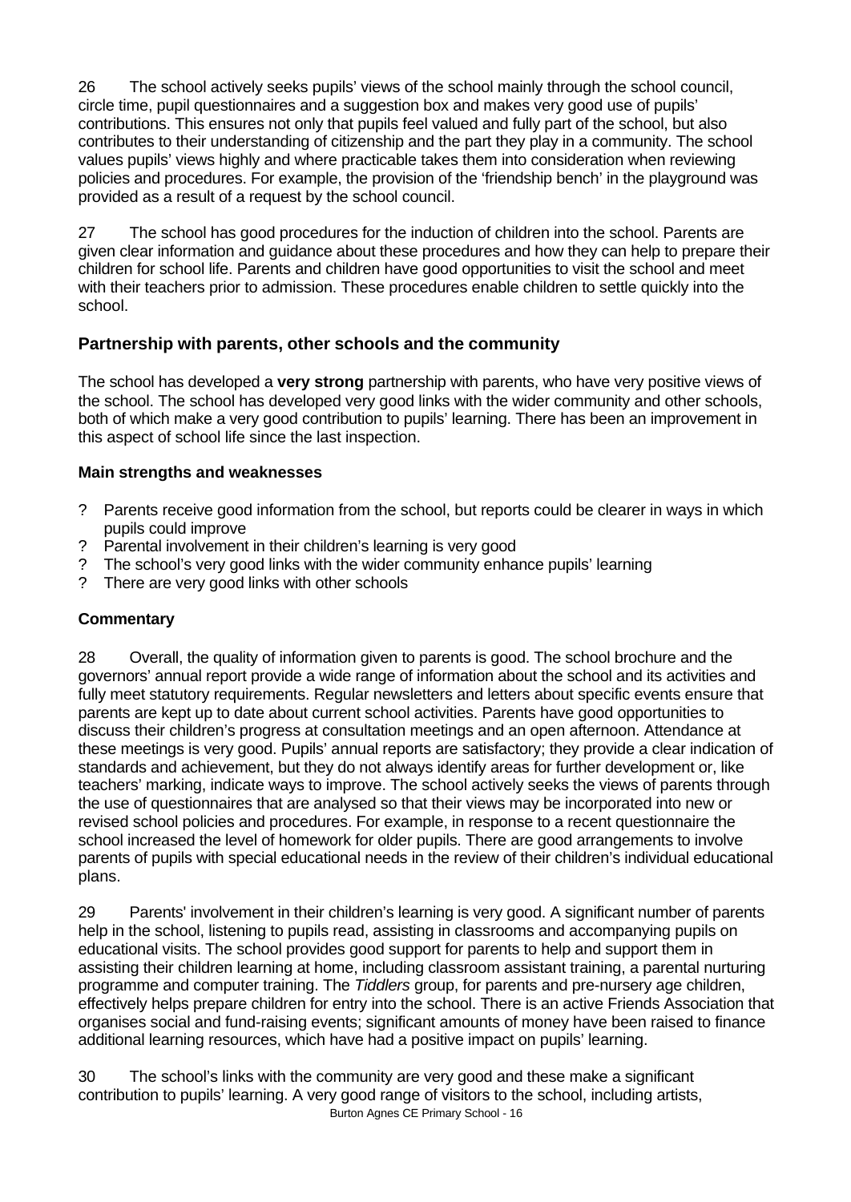26 The school actively seeks pupils' views of the school mainly through the school council, circle time, pupil questionnaires and a suggestion box and makes very good use of pupils' contributions. This ensures not only that pupils feel valued and fully part of the school, but also contributes to their understanding of citizenship and the part they play in a community. The school values pupils' views highly and where practicable takes them into consideration when reviewing policies and procedures. For example, the provision of the 'friendship bench' in the playground was provided as a result of a request by the school council.

27 The school has good procedures for the induction of children into the school. Parents are given clear information and guidance about these procedures and how they can help to prepare their children for school life. Parents and children have good opportunities to visit the school and meet with their teachers prior to admission. These procedures enable children to settle quickly into the school.

## Partnership with parents, other schools and the community

The school has developed a **very strong** partnership with parents, who have very positive views of the school. The school has developed very good links with the wider community and other schools, both of which make a very good contribution to pupils' learning. There has been an improvement in this aspect of school life since the last inspection.

### Main strengths and weaknesses

- Parents receive good information from the school, but reports could be clearer in ways in which pupils could improve
- Parental involvement in their children's learning is very good
- The school's very good links with the wider community enhance pupils' learning
- There are very good links with other schools

### Commentary

28 Overall, the quality of information given to parents is good. The school brochure and the governors' annual report provide a wide range of information about the school and its activities and fully meet statutory requirements. Regular newsletters and letters about specific events ensure that parents are kept up to date about current school activities. Parents have good opportunities to discuss their children's progress at consultation meetings and an open afternoon. Attendance at these meetings is very good. Pupils' annual reports are satisfactory; they provide a clear indication of standards and achievement, but they do not always identify areas for further development or, like teachers' marking, indicate ways to improve. The school actively seeks the views of parents through the use of questionnaires that are analysed so that their views may be incorporated into new or revised school policies and procedures. For example, in response to a recent questionnaire the school increased the level of homework for older pupils. There are good arrangements to involve parents of pupils with special educational needs in the review of their children's individual educational plans.

29 Parents' involvement in their children's learning is very good. A significant number of parents help in the school, listening to pupils read, assisting in classrooms and accompanying pupils on educational visits. The school provides good support for parents to help and support them in assisting their children learning at home, including classroom assistant training, a parental nurturing programme and computer training. The *Tiddlers* group, for parents and pre-nursery age children, effectively helps prepare children for entry into the school. There is an active Friends Association that organises social and fund-raising events; significant amounts of money have been raised to finance additional learning resources, which have had a positive impact on pupils' learning.

30 The school's links with the community are very good and these make a significant contribution to pupils' learning. A very good range of visitors to the school, including artists,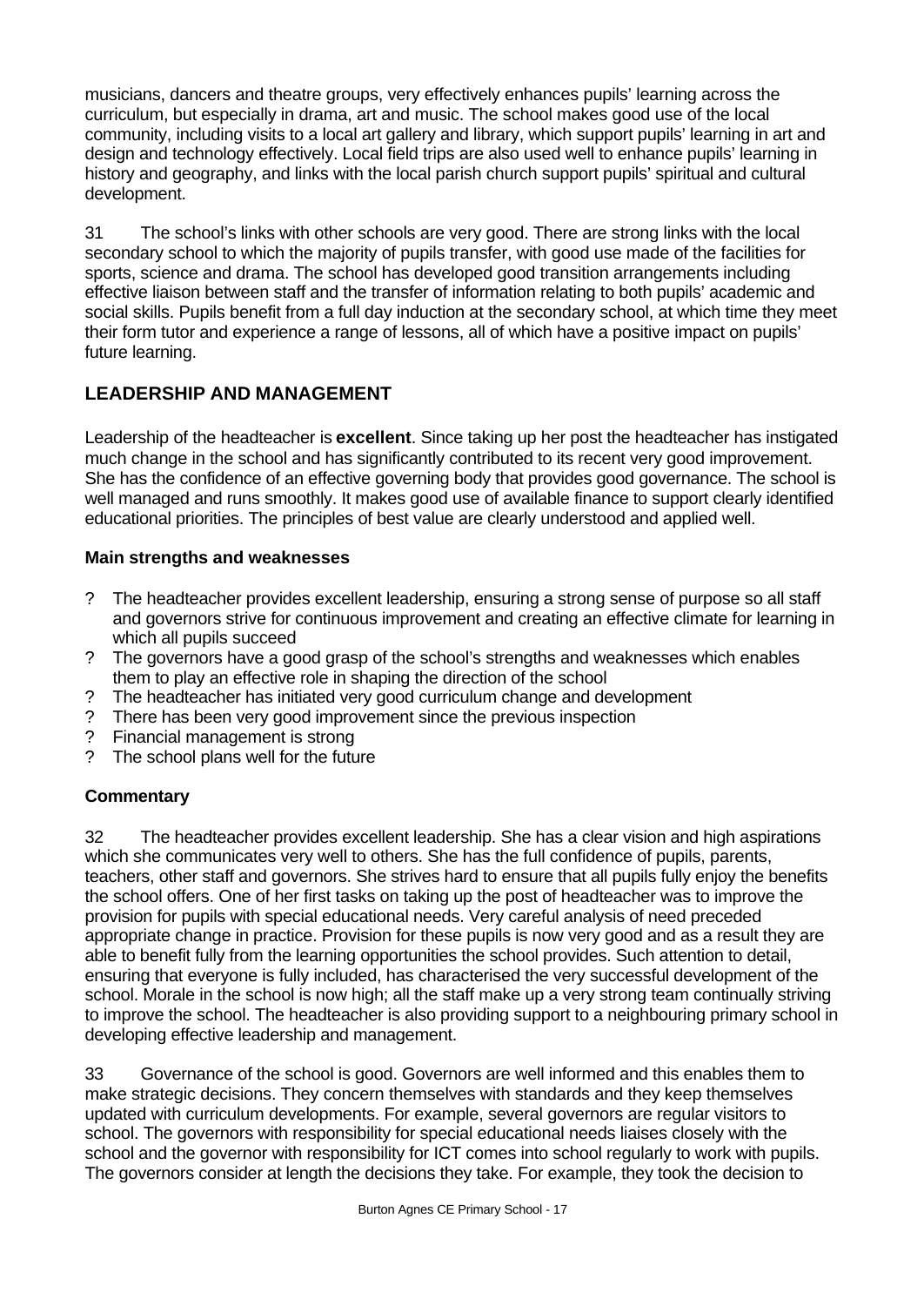musicians, dancers and theatre groups, very effectively enhances pupils' learning across the curriculum, but especially in drama, art and music. The school makes good use of the local community, including visits to a local art gallery and library, which support pupils' learning in art and design and technology effectively. Local field trips are also used well to enhance pupils' learning in history and geography, and links with the local parish church support pupils' spiritual and cultural development.

31 The school's links with other schools are very good. There are strong links with the local secondary school to which the majority of pupils transfer, with good use made of the facilities for sports, science and drama. The school has developed good transition arrangements including effective liaison between staff and the transfer of information relating to both pupils' academic and social skills. Pupils benefit from a full day induction at the secondary school, at which time they meet their form tutor and experience a range of lessons, all of which have a positive impact on pupils' future learning.

## LEADERSHIP AND MANAGEMENT

Leadership of the headteacher is **excellent**. Since taking up her post the headteacher has instigated much change in the school and has significantly contributed to its recent very good improvement. She has the confidence of an effective governing body that provides good governance. The school is well managed and runs smoothly. It makes good use of available finance to support clearly identified educational priorities. The principles of best value are clearly understood and applied well.

### Main strengths and weaknesses

- The headteacher provides excellent leadership, ensuring a strong sense of purpose so all staff and governors strive for continuous improvement and creating an effective climate for learning in which all pupils succeed
- The governors have a good grasp of the school's strengths and weaknesses which enables them to play an effective role in shaping the direction of the school
- The headteacher has initiated very good curriculum change and development
- There has been very good improvement since the previous inspection
- Financial management is strong
- The school plans well for the future

### Commentary

32 The headteacher provides excellent leadership. She has a clear vision and high aspirations which she communicates very well to others. She has the full confidence of pupils, parents, teachers, other staff and governors. She strives hard to ensure that all pupils fully enjoy the benefits the school offers. One of her first tasks on taking up the post of headteacher was to improve the provision for pupils with special educational needs. Very careful analysis of need preceded appropriate change in practice. Provision for these pupils is now very good and as a result they are able to benefit fully from the learning opportunities the school provides. Such attention to detail, ensuring that everyone is fully included, has characterised the very successful development of the school. Morale in the school is now high; all the staff make up a very strong team continually striving to improve the school. The headteacher is also providing support to a neighbouring primary school in developing effective leadership and management.

33 Governance of the school is good. Governors are well informed and this enables them to make strategic decisions. They concern themselves with standards and they keep themselves updated with curriculum developments. For example, several governors are regular visitors to school. The governors with responsibility for special educational needs liaises closely with the school and the governor with responsibility for ICT comes into school regularly to work with pupils. The governors consider at length the decisions they take. For example, they took the decision to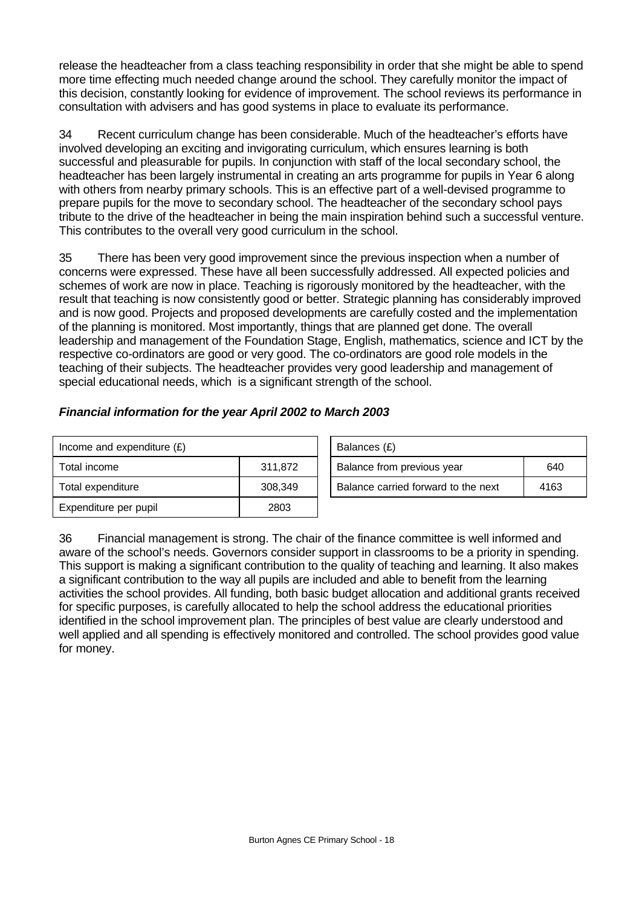release the headteacher from a class teaching responsibility in order that she might be able to spend more time effecting much needed change around the school. They carefully monitor the impact of this decision, constantly looking for evidence of improvement. The school reviews its performance in consultation with advisers and has good systems in place to evaluate its performance.

34 Recent curriculum change has been considerable. Much of the headteacher's efforts have involved developing an exciting and invigorating curriculum, which ensures learning is both successful and pleasurable for pupils. In conjunction with staff of the local secondary school, the headteacher has been largely instrumental in creating an arts programme for pupils in Year 6 along with others from nearby primary schools. This is an effective part of a well-devised programme to prepare pupils for the move to secondary school. The headteacher of the secondary school pays tribute to the drive of the headteacher in being the main inspiration behind such a successful venture. This contributes to the overall very good curriculum in the school.

35 There has been very good improvement since the previous inspection when a number of concerns were expressed. These have all been successfully addressed. All expected policies and schemes of work are now in place. Teaching is rigorously monitored by the headteacher, with the result that teaching is now consistently good or better. Strategic planning has considerably improved and is now good. Projects and proposed developments are carefully costed and the implementation of the planning is monitored. Most importantly, things that are planned get done. The overall leadership and management of the Foundation Stage, English, mathematics, science and ICT by the respective co-ordinators are good or very good. The co-ordinators are good role models in the teaching of their subjects. The headteacher provides very good leadership and management of special educational needs, which is a significant strength of the school.

### *Financial information for the year April 2002 to March 2003*

| Income and expenditure (£) | |
|---|---|
| Total income | 311,872 |
| Total expenditure | 308,349 |
| Expenditure per pupil | 2803 |

| Balances (£) | |
|---|---|
| Balance from previous year | 640 |
| Balance carried forward to the next | 4163 |

36 Financial management is strong. The chair of the finance committee is well informed and aware of the school's needs. Governors consider support in classrooms to be a priority in spending. This support is making a significant contribution to the quality of teaching and learning. It also makes a significant contribution to the way all pupils are included and able to benefit from the learning activities the school provides. All funding, both basic budget allocation and additional grants received for specific purposes, is carefully allocated to help the school address the educational priorities identified in the school improvement plan. The principles of best value are clearly understood and well applied and all spending is effectively monitored and controlled. The school provides good value for money.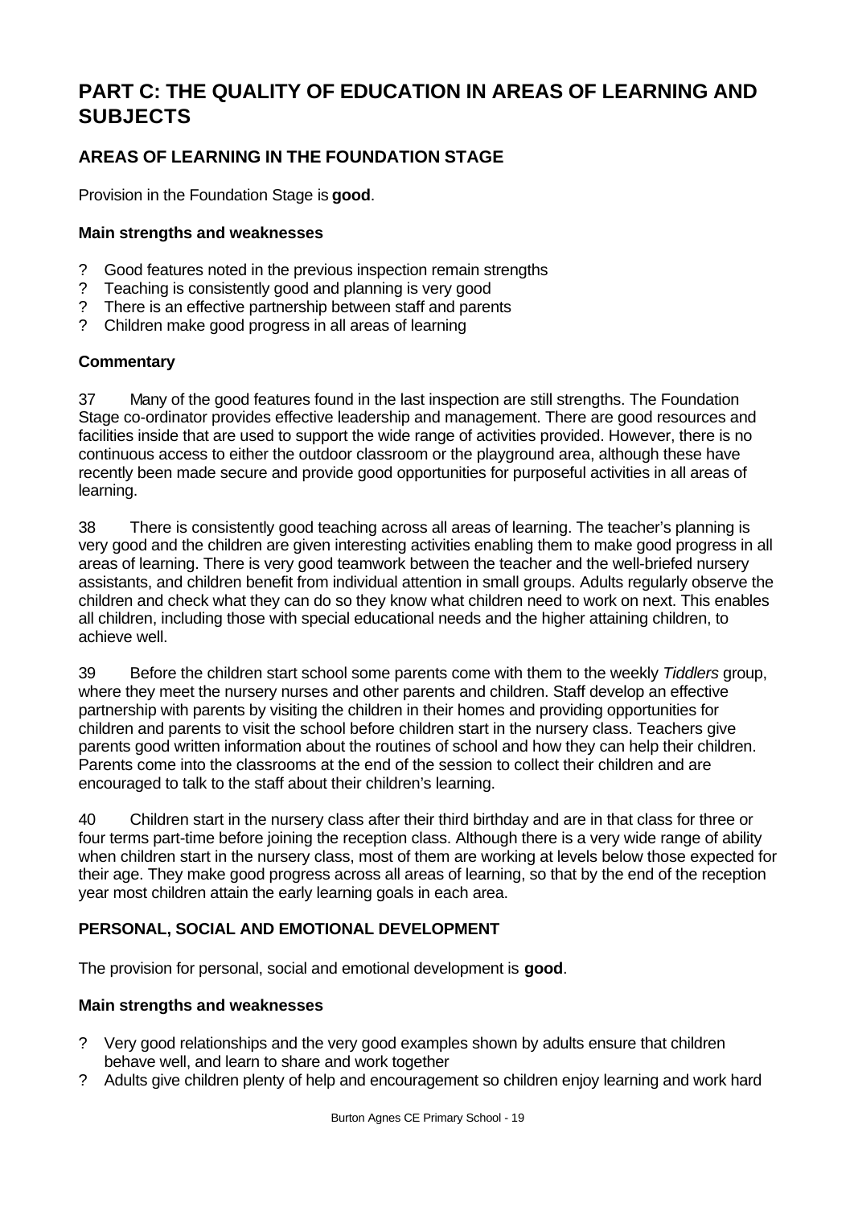# PART C: THE QUALITY OF EDUCATION IN AREAS OF LEARNING AND SUBJECTS

## AREAS OF LEARNING IN THE FOUNDATION STAGE

Provision in the Foundation Stage is **good**.

### Main strengths and weaknesses

- Good features noted in the previous inspection remain strengths
- Teaching is consistently good and planning is very good
- There is an effective partnership between staff and parents
- Children make good progress in all areas of learning

### Commentary

37 Many of the good features found in the last inspection are still strengths. The Foundation Stage co-ordinator provides effective leadership and management. There are good resources and facilities inside that are used to support the wide range of activities provided. However, there is no continuous access to either the outdoor classroom or the playground area, although these have recently been made secure and provide good opportunities for purposeful activities in all areas of learning.

38 There is consistently good teaching across all areas of learning. The teacher's planning is very good and the children are given interesting activities enabling them to make good progress in all areas of learning. There is very good teamwork between the teacher and the well-briefed nursery assistants, and children benefit from individual attention in small groups. Adults regularly observe the children and check what they can do so they know what children need to work on next. This enables all children, including those with special educational needs and the higher attaining children, to achieve well.

39 Before the children start school some parents come with them to the weekly *Tiddlers* group, where they meet the nursery nurses and other parents and children. Staff develop an effective partnership with parents by visiting the children in their homes and providing opportunities for children and parents to visit the school before children start in the nursery class. Teachers give parents good written information about the routines of school and how they can help their children. Parents come into the classrooms at the end of the session to collect their children and are encouraged to talk to the staff about their children's learning.

40 Children start in the nursery class after their third birthday and are in that class for three or four terms part-time before joining the reception class. Although there is a very wide range of ability when children start in the nursery class, most of them are working at levels below those expected for their age. They make good progress across all areas of learning, so that by the end of the reception year most children attain the early learning goals in each area.

## PERSONAL, SOCIAL AND EMOTIONAL DEVELOPMENT

The provision for personal, social and emotional development is **good**.

### Main strengths and weaknesses

- Very good relationships and the very good examples shown by adults ensure that children behave well, and learn to share and work together
- Adults give children plenty of help and encouragement so children enjoy learning and work hard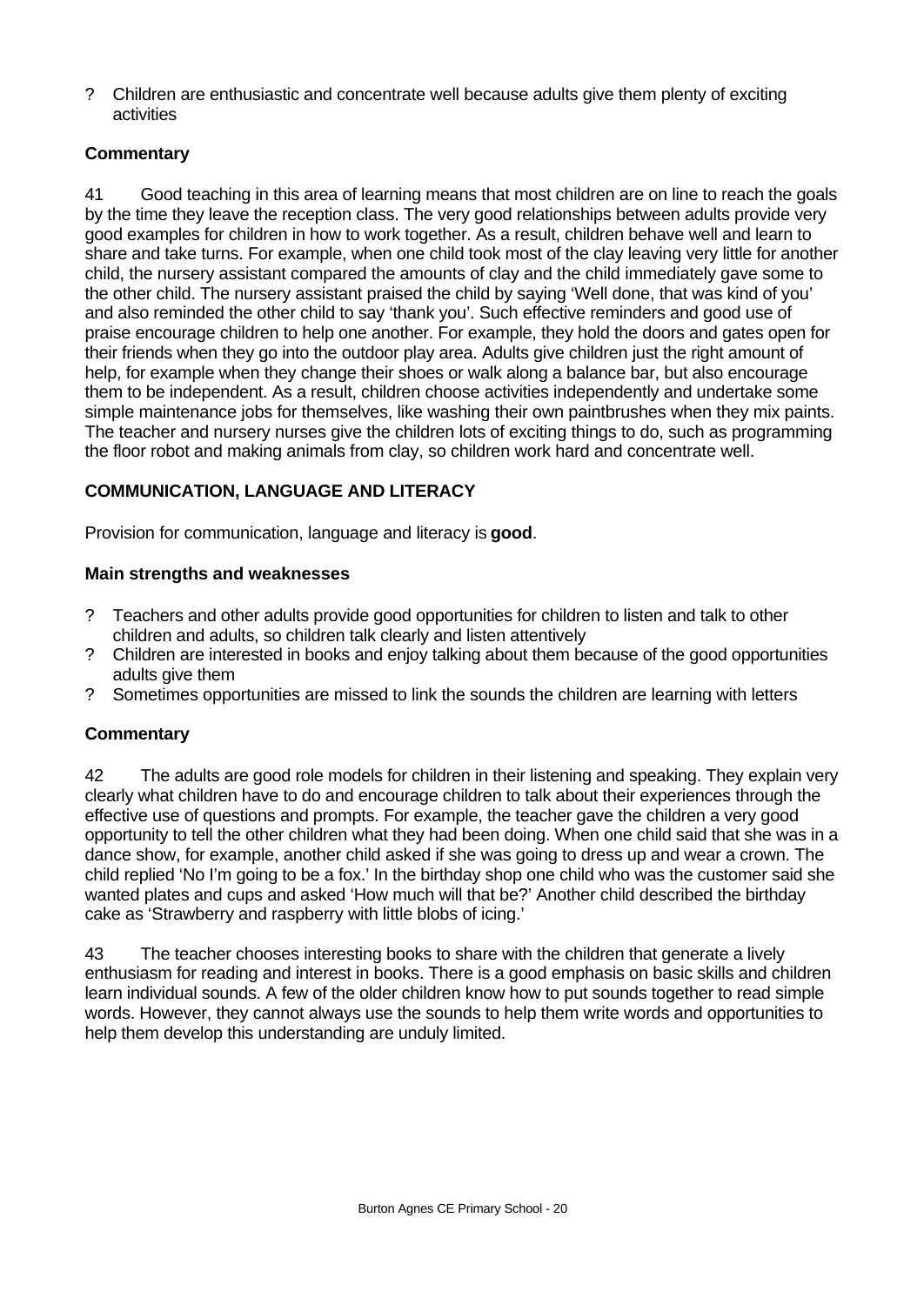- Children are enthusiastic and concentrate well because adults give them plenty of exciting activities

**Commentary**

41 Good teaching in this area of learning means that most children are on line to reach the goals by the time they leave the reception class. The very good relationships between adults provide very good examples for children in how to work together. As a result, children behave well and learn to share and take turns. For example, when one child took most of the clay leaving very little for another child, the nursery assistant compared the amounts of clay and the child immediately gave some to the other child. The nursery assistant praised the child by saying 'Well done, that was kind of you' and also reminded the other child to say 'thank you'. Such effective reminders and good use of praise encourage children to help one another. For example, they hold the doors and gates open for their friends when they go into the outdoor play area. Adults give children just the right amount of help, for example when they change their shoes or walk along a balance bar, but also encourage them to be independent. As a result, children choose activities independently and undertake some simple maintenance jobs for themselves, like washing their own paintbrushes when they mix paints. The teacher and nursery nurses give the children lots of exciting things to do, such as programming the floor robot and making animals from clay, so children work hard and concentrate well.

**COMMUNICATION, LANGUAGE AND LITERACY**

Provision for communication, language and literacy is **good**.

**Main strengths and weaknesses**

- Teachers and other adults provide good opportunities for children to listen and talk to other children and adults, so children talk clearly and listen attentively
- Children are interested in books and enjoy talking about them because of the good opportunities adults give them
- Sometimes opportunities are missed to link the sounds the children are learning with letters

**Commentary**

42 The adults are good role models for children in their listening and speaking. They explain very clearly what children have to do and encourage children to talk about their experiences through the effective use of questions and prompts. For example, the teacher gave the children a very good opportunity to tell the other children what they had been doing. When one child said that she was in a dance show, for example, another child asked if she was going to dress up and wear a crown. The child replied 'No I'm going to be a fox.' In the birthday shop one child who was the customer said she wanted plates and cups and asked 'How much will that be?' Another child described the birthday cake as 'Strawberry and raspberry with little blobs of icing.'

43 The teacher chooses interesting books to share with the children that generate a lively enthusiasm for reading and interest in books. There is a good emphasis on basic skills and children learn individual sounds. A few of the older children know how to put sounds together to read simple words. However, they cannot always use the sounds to help them write words and opportunities to help them develop this understanding are unduly limited.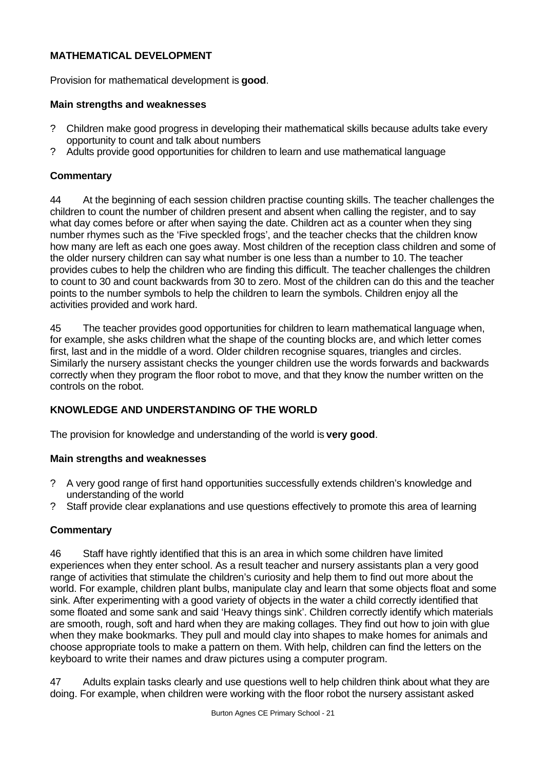## MATHEMATICAL DEVELOPMENT

Provision for mathematical development is **good**.

### Main strengths and weaknesses

- Children make good progress in developing their mathematical skills because adults take every opportunity to count and talk about numbers
- Adults provide good opportunities for children to learn and use mathematical language

### Commentary

44 At the beginning of each session children practise counting skills. The teacher challenges the children to count the number of children present and absent when calling the register, and to say what day comes before or after when saying the date. Children act as a counter when they sing number rhymes such as the 'Five speckled frogs', and the teacher checks that the children know how many are left as each one goes away. Most children of the reception class children and some of the older nursery children can say what number is one less than a number to 10. The teacher provides cubes to help the children who are finding this difficult. The teacher challenges the children to count to 30 and count backwards from 30 to zero. Most of the children can do this and the teacher points to the number symbols to help the children to learn the symbols. Children enjoy all the activities provided and work hard.

45 The teacher provides good opportunities for children to learn mathematical language when, for example, she asks children what the shape of the counting blocks are, and which letter comes first, last and in the middle of a word. Older children recognise squares, triangles and circles. Similarly the nursery assistant checks the younger children use the words forwards and backwards correctly when they program the floor robot to move, and that they know the number written on the controls on the robot.

## KNOWLEDGE AND UNDERSTANDING OF THE WORLD

The provision for knowledge and understanding of the world is **very good**.

### Main strengths and weaknesses

- A very good range of first hand opportunities successfully extends children's knowledge and understanding of the world
- Staff provide clear explanations and use questions effectively to promote this area of learning

### Commentary

46 Staff have rightly identified that this is an area in which some children have limited experiences when they enter school. As a result teacher and nursery assistants plan a very good range of activities that stimulate the children's curiosity and help them to find out more about the world. For example, children plant bulbs, manipulate clay and learn that some objects float and some sink. After experimenting with a good variety of objects in the water a child correctly identified that some floated and some sank and said 'Heavy things sink'. Children correctly identify which materials are smooth, rough, soft and hard when they are making collages. They find out how to join with glue when they make bookmarks. They pull and mould clay into shapes to make homes for animals and choose appropriate tools to make a pattern on them. With help, children can find the letters on the keyboard to write their names and draw pictures using a computer program.

47 Adults explain tasks clearly and use questions well to help children think about what they are doing. For example, when children were working with the floor robot the nursery assistant asked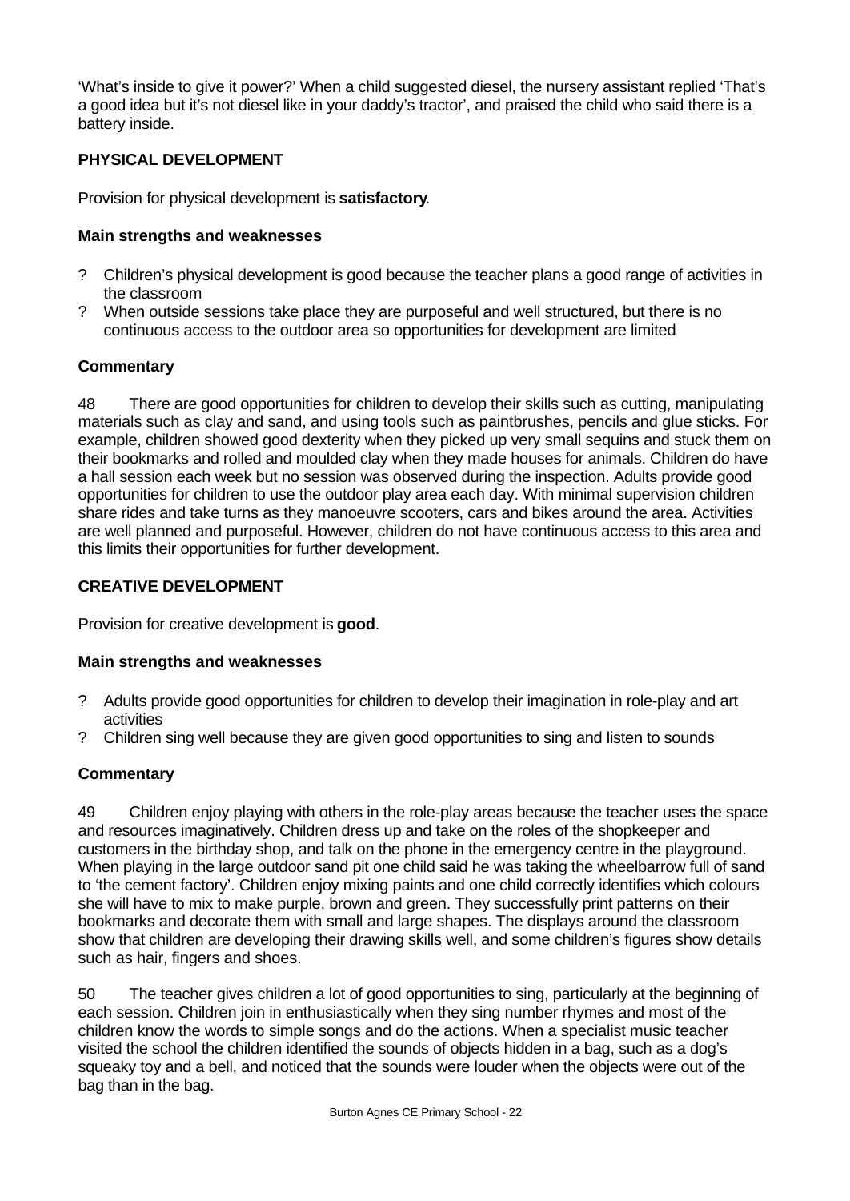'What's inside to give it power?' When a child suggested diesel, the nursery assistant replied 'That's a good idea but it's not diesel like in your daddy's tractor', and praised the child who said there is a battery inside.

### PHYSICAL DEVELOPMENT

Provision for physical development is **satisfactory**.

#### Main strengths and weaknesses

- Children's physical development is good because the teacher plans a good range of activities in the classroom
- When outside sessions take place they are purposeful and well structured, but there is no continuous access to the outdoor area so opportunities for development are limited

#### Commentary

48 There are good opportunities for children to develop their skills such as cutting, manipulating materials such as clay and sand, and using tools such as paintbrushes, pencils and glue sticks. For example, children showed good dexterity when they picked up very small sequins and stuck them on their bookmarks and rolled and moulded clay when they made houses for animals. Children do have a hall session each week but no session was observed during the inspection. Adults provide good opportunities for children to use the outdoor play area each day. With minimal supervision children share rides and take turns as they manoeuvre scooters, cars and bikes around the area. Activities are well planned and purposeful. However, children do not have continuous access to this area and this limits their opportunities for further development.

### CREATIVE DEVELOPMENT

Provision for creative development is **good**.

#### Main strengths and weaknesses

- Adults provide good opportunities for children to develop their imagination in role-play and art activities
- Children sing well because they are given good opportunities to sing and listen to sounds

#### Commentary

49 Children enjoy playing with others in the role-play areas because the teacher uses the space and resources imaginatively. Children dress up and take on the roles of the shopkeeper and customers in the birthday shop, and talk on the phone in the emergency centre in the playground. When playing in the large outdoor sand pit one child said he was taking the wheelbarrow full of sand to 'the cement factory'. Children enjoy mixing paints and one child correctly identifies which colours she will have to mix to make purple, brown and green. They successfully print patterns on their bookmarks and decorate them with small and large shapes. The displays around the classroom show that children are developing their drawing skills well, and some children's figures show details such as hair, fingers and shoes.

50 The teacher gives children a lot of good opportunities to sing, particularly at the beginning of each session. Children join in enthusiastically when they sing number rhymes and most of the children know the words to simple songs and do the actions. When a specialist music teacher visited the school the children identified the sounds of objects hidden in a bag, such as a dog's squeaky toy and a bell, and noticed that the sounds were louder when the objects were out of the bag than in the bag.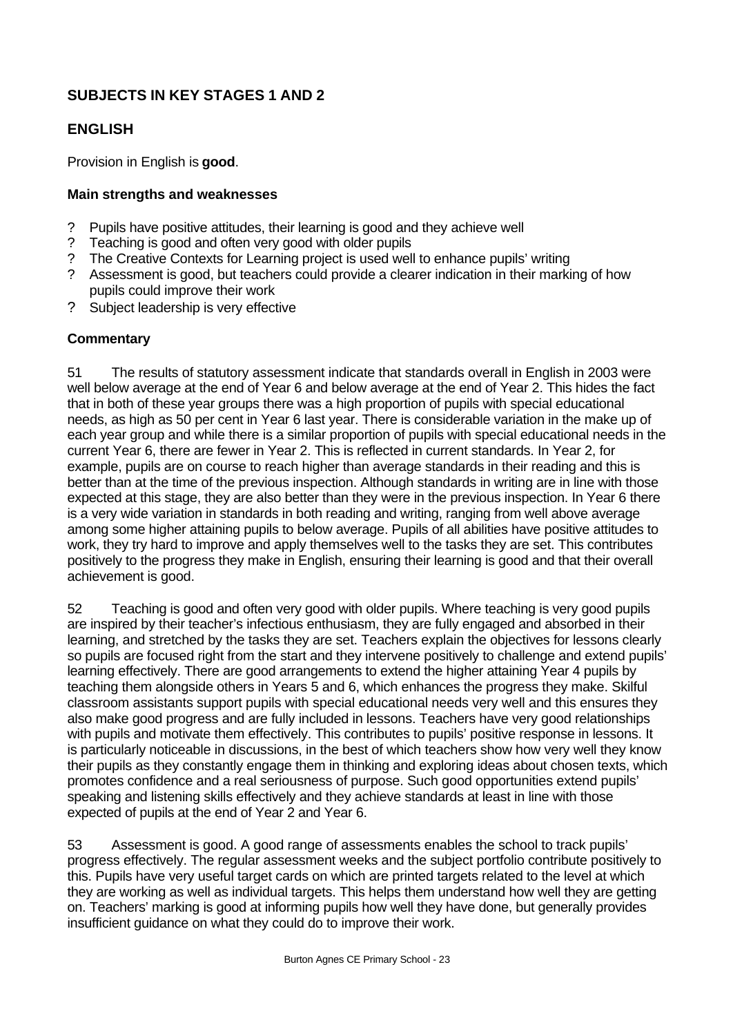## SUBJECTS IN KEY STAGES 1 AND 2

## ENGLISH

Provision in English is **good**.

### Main strengths and weaknesses

- Pupils have positive attitudes, their learning is good and they achieve well
- Teaching is good and often very good with older pupils
- The Creative Contexts for Learning project is used well to enhance pupils' writing
- Assessment is good, but teachers could provide a clearer indication in their marking of how pupils could improve their work
- Subject leadership is very effective

### Commentary

51 The results of statutory assessment indicate that standards overall in English in 2003 were well below average at the end of Year 6 and below average at the end of Year 2. This hides the fact that in both of these year groups there was a high proportion of pupils with special educational needs, as high as 50 per cent in Year 6 last year. There is considerable variation in the make up of each year group and while there is a similar proportion of pupils with special educational needs in the current Year 6, there are fewer in Year 2. This is reflected in current standards. In Year 2, for example, pupils are on course to reach higher than average standards in their reading and this is better than at the time of the previous inspection. Although standards in writing are in line with those expected at this stage, they are also better than they were in the previous inspection. In Year 6 there is a very wide variation in standards in both reading and writing, ranging from well above average among some higher attaining pupils to below average. Pupils of all abilities have positive attitudes to work, they try hard to improve and apply themselves well to the tasks they are set. This contributes positively to the progress they make in English, ensuring their learning is good and that their overall achievement is good.

52 Teaching is good and often very good with older pupils. Where teaching is very good pupils are inspired by their teacher's infectious enthusiasm, they are fully engaged and absorbed in their learning, and stretched by the tasks they are set. Teachers explain the objectives for lessons clearly so pupils are focused right from the start and they intervene positively to challenge and extend pupils' learning effectively. There are good arrangements to extend the higher attaining Year 4 pupils by teaching them alongside others in Years 5 and 6, which enhances the progress they make. Skilful classroom assistants support pupils with special educational needs very well and this ensures they also make good progress and are fully included in lessons. Teachers have very good relationships with pupils and motivate them effectively. This contributes to pupils' positive response in lessons. It is particularly noticeable in discussions, in the best of which teachers show how very well they know their pupils as they constantly engage them in thinking and exploring ideas about chosen texts, which promotes confidence and a real seriousness of purpose. Such good opportunities extend pupils' speaking and listening skills effectively and they achieve standards at least in line with those expected of pupils at the end of Year 2 and Year 6.

53 Assessment is good. A good range of assessments enables the school to track pupils' progress effectively. The regular assessment weeks and the subject portfolio contribute positively to this. Pupils have very useful target cards on which are printed targets related to the level at which they are working as well as individual targets. This helps them understand how well they are getting on. Teachers' marking is good at informing pupils how well they have done, but generally provides insufficient guidance on what they could do to improve their work.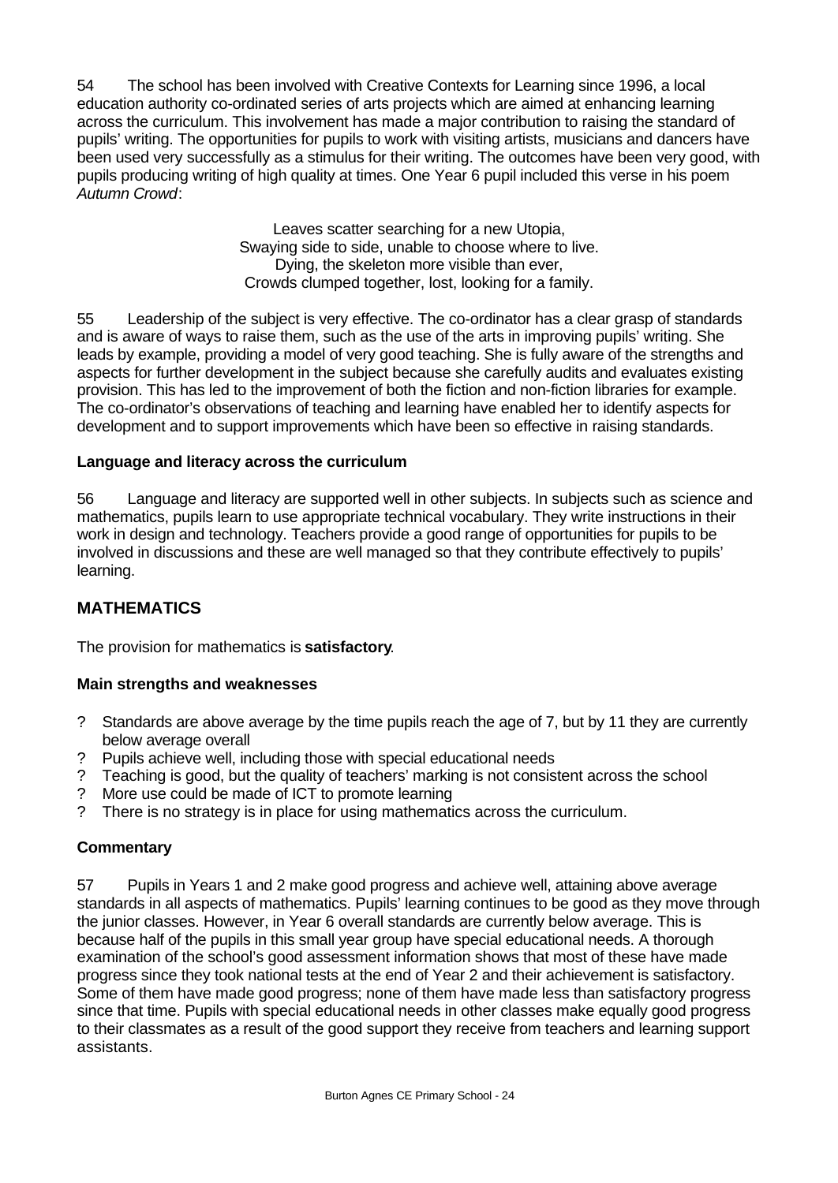54 The school has been involved with Creative Contexts for Learning since 1996, a local education authority co-ordinated series of arts projects which are aimed at enhancing learning across the curriculum. This involvement has made a major contribution to raising the standard of pupils' writing. The opportunities for pupils to work with visiting artists, musicians and dancers have been used very successfully as a stimulus for their writing. The outcomes have been very good, with pupils producing writing of high quality at times. One Year 6 pupil included this verse in his poem *Autumn Crowd*:

> Leaves scatter searching for a new Utopia,
> Swaying side to side, unable to choose where to live.
> Dying, the skeleton more visible than ever,
> Crowds clumped together, lost, looking for a family.

55 Leadership of the subject is very effective. The co-ordinator has a clear grasp of standards and is aware of ways to raise them, such as the use of the arts in improving pupils' writing. She leads by example, providing a model of very good teaching. She is fully aware of the strengths and aspects for further development in the subject because she carefully audits and evaluates existing provision. This has led to the improvement of both the fiction and non-fiction libraries for example. The co-ordinator's observations of teaching and learning have enabled her to identify aspects for development and to support improvements which have been so effective in raising standards.

**Language and literacy across the curriculum**

56 Language and literacy are supported well in other subjects. In subjects such as science and mathematics, pupils learn to use appropriate technical vocabulary. They write instructions in their work in design and technology. Teachers provide a good range of opportunities for pupils to be involved in discussions and these are well managed so that they contribute effectively to pupils' learning.

## MATHEMATICS

The provision for mathematics is **satisfactory**.

**Main strengths and weaknesses**

- Standards are above average by the time pupils reach the age of 7, but by 11 they are currently below average overall
- Pupils achieve well, including those with special educational needs
- Teaching is good, but the quality of teachers' marking is not consistent across the school
- More use could be made of ICT to promote learning
- There is no strategy is in place for using mathematics across the curriculum.

**Commentary**

57 Pupils in Years 1 and 2 make good progress and achieve well, attaining above average standards in all aspects of mathematics. Pupils' learning continues to be good as they move through the junior classes. However, in Year 6 overall standards are currently below average. This is because half of the pupils in this small year group have special educational needs. A thorough examination of the school's good assessment information shows that most of these have made progress since they took national tests at the end of Year 2 and their achievement is satisfactory. Some of them have made good progress; none of them have made less than satisfactory progress since that time. Pupils with special educational needs in other classes make equally good progress to their classmates as a result of the good support they receive from teachers and learning support assistants.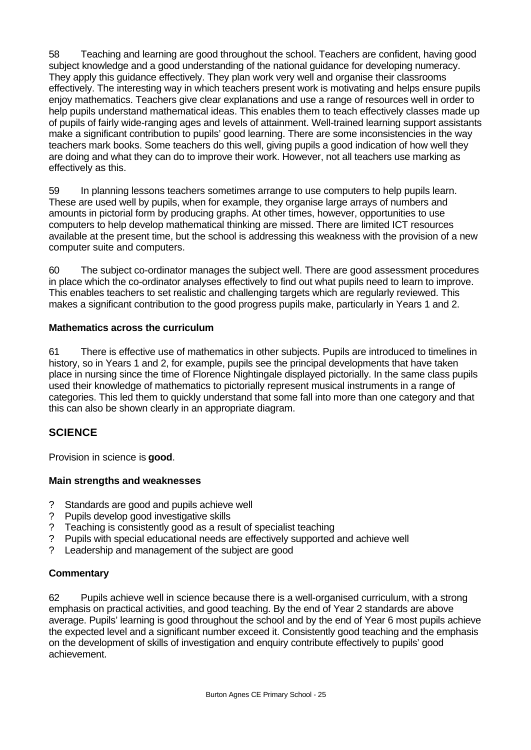58 Teaching and learning are good throughout the school. Teachers are confident, having good subject knowledge and a good understanding of the national guidance for developing numeracy. They apply this guidance effectively. They plan work very well and organise their classrooms effectively. The interesting way in which teachers present work is motivating and helps ensure pupils enjoy mathematics. Teachers give clear explanations and use a range of resources well in order to help pupils understand mathematical ideas. This enables them to teach effectively classes made up of pupils of fairly wide-ranging ages and levels of attainment. Well-trained learning support assistants make a significant contribution to pupils' good learning. There are some inconsistencies in the way teachers mark books. Some teachers do this well, giving pupils a good indication of how well they are doing and what they can do to improve their work. However, not all teachers use marking as effectively as this.

59 In planning lessons teachers sometimes arrange to use computers to help pupils learn. These are used well by pupils, when for example, they organise large arrays of numbers and amounts in pictorial form by producing graphs. At other times, however, opportunities to use computers to help develop mathematical thinking are missed. There are limited ICT resources available at the present time, but the school is addressing this weakness with the provision of a new computer suite and computers.

60 The subject co-ordinator manages the subject well. There are good assessment procedures in place which the co-ordinator analyses effectively to find out what pupils need to learn to improve. This enables teachers to set realistic and challenging targets which are regularly reviewed. This makes a significant contribution to the good progress pupils make, particularly in Years 1 and 2.

### Mathematics across the curriculum

61 There is effective use of mathematics in other subjects. Pupils are introduced to timelines in history, so in Years 1 and 2, for example, pupils see the principal developments that have taken place in nursing since the time of Florence Nightingale displayed pictorially. In the same class pupils used their knowledge of mathematics to pictorially represent musical instruments in a range of categories. This led them to quickly understand that some fall into more than one category and that this can also be shown clearly in an appropriate diagram.

## SCIENCE

Provision in science is **good**.

### Main strengths and weaknesses

- Standards are good and pupils achieve well
- Pupils develop good investigative skills
- Teaching is consistently good as a result of specialist teaching
- Pupils with special educational needs are effectively supported and achieve well
- Leadership and management of the subject are good

### Commentary

62 Pupils achieve well in science because there is a well-organised curriculum, with a strong emphasis on practical activities, and good teaching. By the end of Year 2 standards are above average. Pupils' learning is good throughout the school and by the end of Year 6 most pupils achieve the expected level and a significant number exceed it. Consistently good teaching and the emphasis on the development of skills of investigation and enquiry contribute effectively to pupils' good achievement.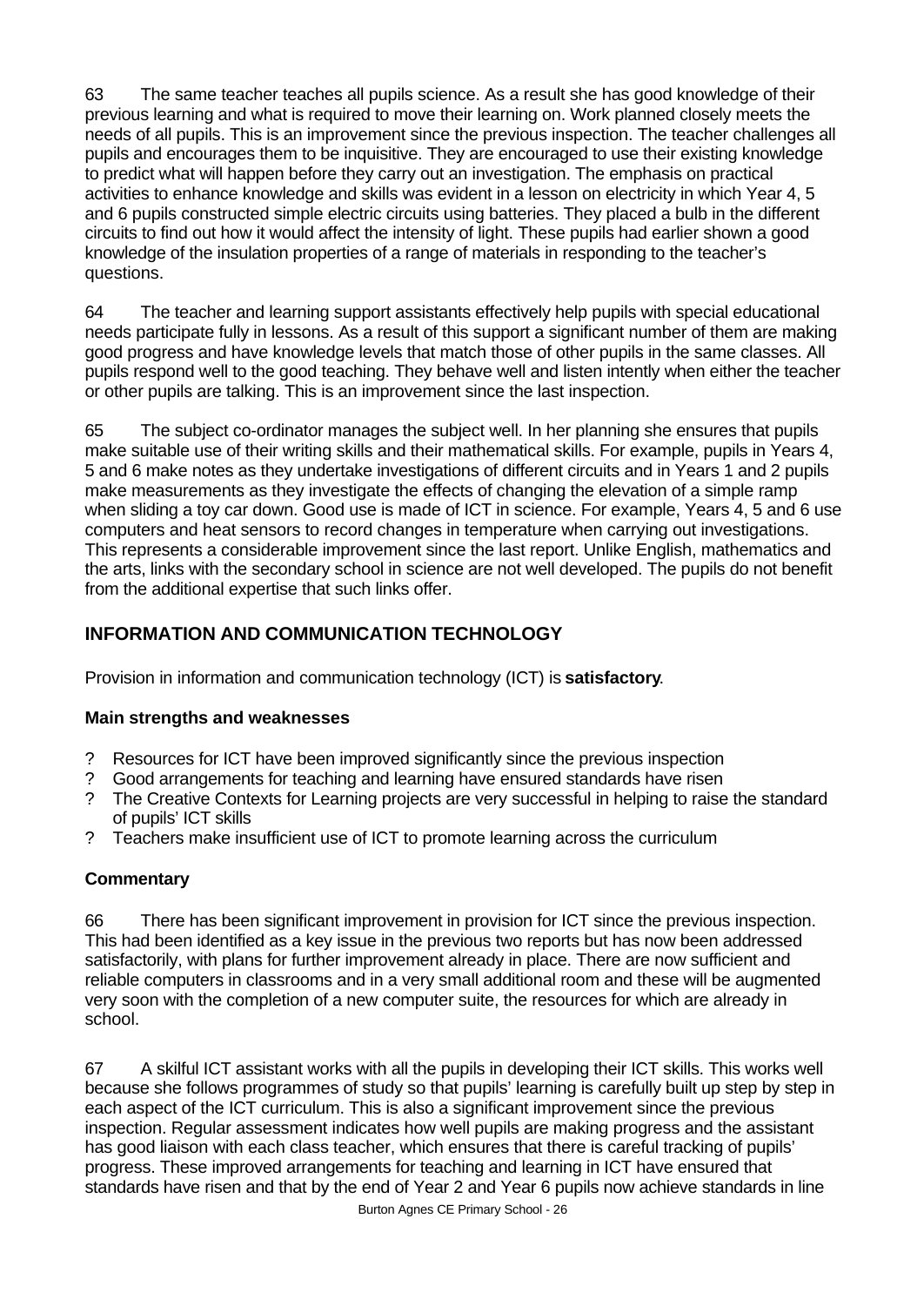63 The same teacher teaches all pupils science. As a result she has good knowledge of their previous learning and what is required to move their learning on. Work planned closely meets the needs of all pupils. This is an improvement since the previous inspection. The teacher challenges all pupils and encourages them to be inquisitive. They are encouraged to use their existing knowledge to predict what will happen before they carry out an investigation. The emphasis on practical activities to enhance knowledge and skills was evident in a lesson on electricity in which Year 4, 5 and 6 pupils constructed simple electric circuits using batteries. They placed a bulb in the different circuits to find out how it would affect the intensity of light. These pupils had earlier shown a good knowledge of the insulation properties of a range of materials in responding to the teacher's questions.

64 The teacher and learning support assistants effectively help pupils with special educational needs participate fully in lessons. As a result of this support a significant number of them are making good progress and have knowledge levels that match those of other pupils in the same classes. All pupils respond well to the good teaching. They behave well and listen intently when either the teacher or other pupils are talking. This is an improvement since the last inspection.

65 The subject co-ordinator manages the subject well. In her planning she ensures that pupils make suitable use of their writing skills and their mathematical skills. For example, pupils in Years 4, 5 and 6 make notes as they undertake investigations of different circuits and in Years 1 and 2 pupils make measurements as they investigate the effects of changing the elevation of a simple ramp when sliding a toy car down. Good use is made of ICT in science. For example, Years 4, 5 and 6 use computers and heat sensors to record changes in temperature when carrying out investigations. This represents a considerable improvement since the last report. Unlike English, mathematics and the arts, links with the secondary school in science are not well developed. The pupils do not benefit from the additional expertise that such links offer.

## INFORMATION AND COMMUNICATION TECHNOLOGY

Provision in information and communication technology (ICT) is **satisfactory**.

### Main strengths and weaknesses

- Resources for ICT have been improved significantly since the previous inspection
- Good arrangements for teaching and learning have ensured standards have risen
- The Creative Contexts for Learning projects are very successful in helping to raise the standard of pupils' ICT skills
- Teachers make insufficient use of ICT to promote learning across the curriculum

### Commentary

66 There has been significant improvement in provision for ICT since the previous inspection. This had been identified as a key issue in the previous two reports but has now been addressed satisfactorily, with plans for further improvement already in place. There are now sufficient and reliable computers in classrooms and in a very small additional room and these will be augmented very soon with the completion of a new computer suite, the resources for which are already in school.

67 A skilful ICT assistant works with all the pupils in developing their ICT skills. This works well because she follows programmes of study so that pupils' learning is carefully built up step by step in each aspect of the ICT curriculum. This is also a significant improvement since the previous inspection. Regular assessment indicates how well pupils are making progress and the assistant has good liaison with each class teacher, which ensures that there is careful tracking of pupils' progress. These improved arrangements for teaching and learning in ICT have ensured that standards have risen and that by the end of Year 2 and Year 6 pupils now achieve standards in line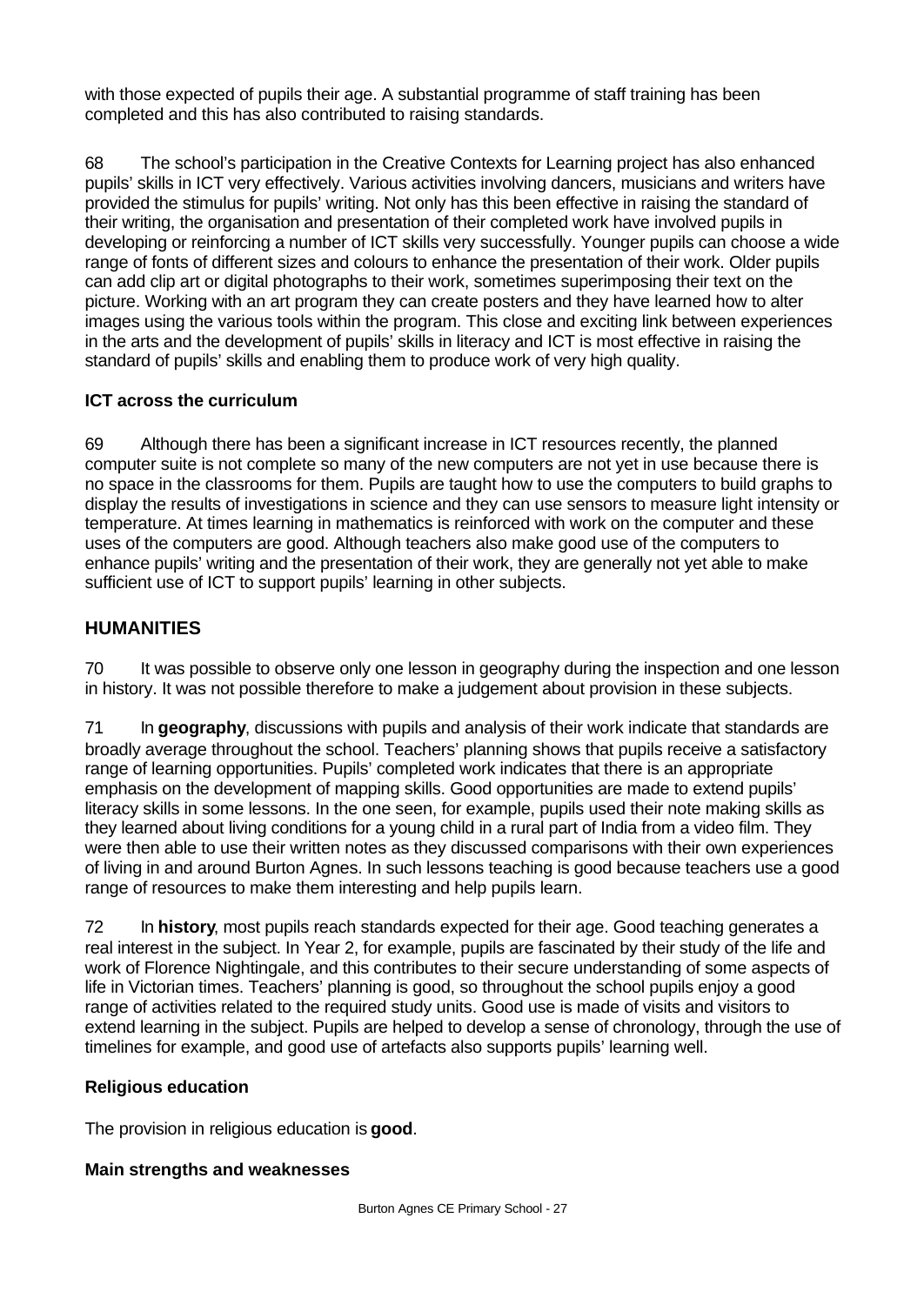with those expected of pupils their age. A substantial programme of staff training has been completed and this has also contributed to raising standards.

68 The school's participation in the Creative Contexts for Learning project has also enhanced pupils' skills in ICT very effectively. Various activities involving dancers, musicians and writers have provided the stimulus for pupils' writing. Not only has this been effective in raising the standard of their writing, the organisation and presentation of their completed work have involved pupils in developing or reinforcing a number of ICT skills very successfully. Younger pupils can choose a wide range of fonts of different sizes and colours to enhance the presentation of their work. Older pupils can add clip art or digital photographs to their work, sometimes superimposing their text on the picture. Working with an art program they can create posters and they have learned how to alter images using the various tools within the program. This close and exciting link between experiences in the arts and the development of pupils' skills in literacy and ICT is most effective in raising the standard of pupils' skills and enabling them to produce work of very high quality.

**ICT across the curriculum**

69 Although there has been a significant increase in ICT resources recently, the planned computer suite is not complete so many of the new computers are not yet in use because there is no space in the classrooms for them. Pupils are taught how to use the computers to build graphs to display the results of investigations in science and they can use sensors to measure light intensity or temperature. At times learning in mathematics is reinforced with work on the computer and these uses of the computers are good. Although teachers also make good use of the computers to enhance pupils' writing and the presentation of their work, they are generally not yet able to make sufficient use of ICT to support pupils' learning in other subjects.

## HUMANITIES

70 It was possible to observe only one lesson in geography during the inspection and one lesson in history. It was not possible therefore to make a judgement about provision in these subjects.

71 In **geography**, discussions with pupils and analysis of their work indicate that standards are broadly average throughout the school. Teachers' planning shows that pupils receive a satisfactory range of learning opportunities. Pupils' completed work indicates that there is an appropriate emphasis on the development of mapping skills. Good opportunities are made to extend pupils' literacy skills in some lessons. In the one seen, for example, pupils used their note making skills as they learned about living conditions for a young child in a rural part of India from a video film. They were then able to use their written notes as they discussed comparisons with their own experiences of living in and around Burton Agnes. In such lessons teaching is good because teachers use a good range of resources to make them interesting and help pupils learn.

72 In **history**, most pupils reach standards expected for their age. Good teaching generates a real interest in the subject. In Year 2, for example, pupils are fascinated by their study of the life and work of Florence Nightingale, and this contributes to their secure understanding of some aspects of life in Victorian times. Teachers' planning is good, so throughout the school pupils enjoy a good range of activities related to the required study units. Good use is made of visits and visitors to extend learning in the subject. Pupils are helped to develop a sense of chronology, through the use of timelines for example, and good use of artefacts also supports pupils' learning well.

**Religious education**

The provision in religious education is **good**.

**Main strengths and weaknesses**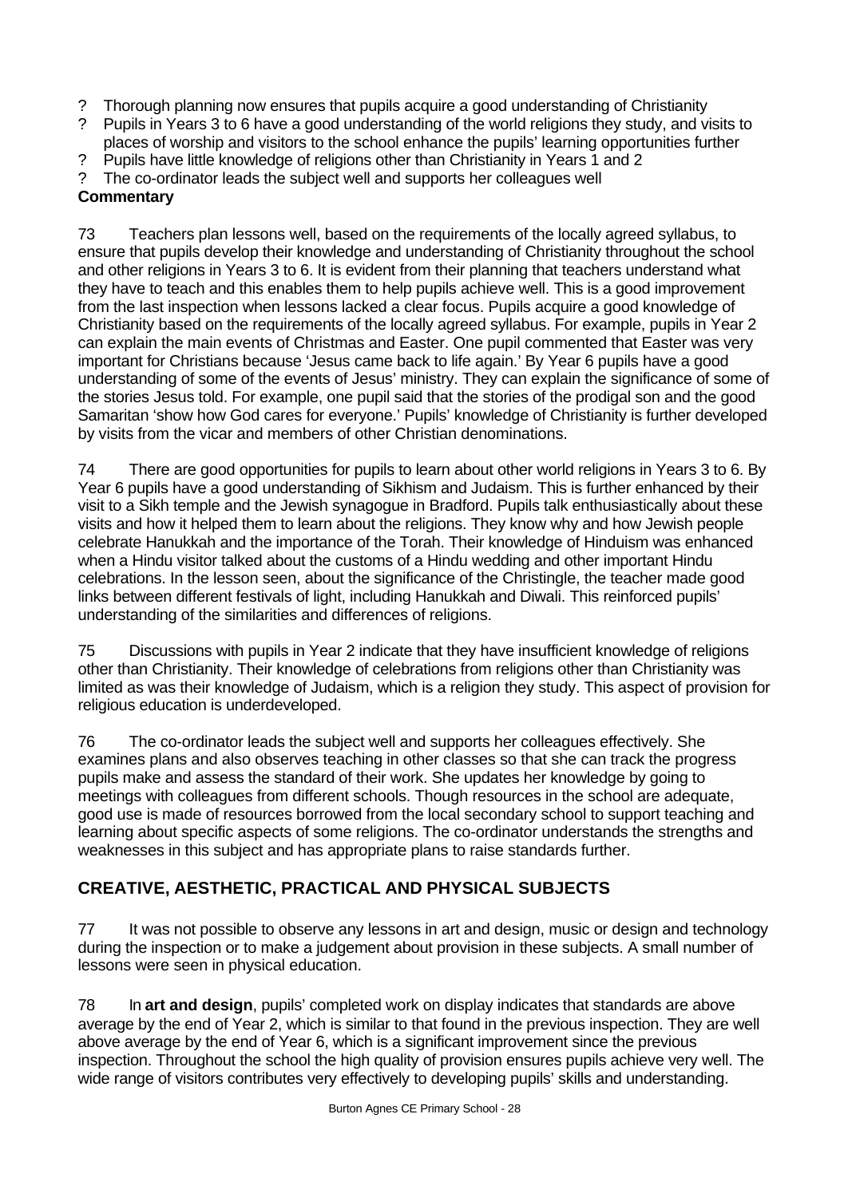- ? Thorough planning now ensures that pupils acquire a good understanding of Christianity
- ? Pupils in Years 3 to 6 have a good understanding of the world religions they study, and visits to places of worship and visitors to the school enhance the pupils' learning opportunities further
- ? Pupils have little knowledge of religions other than Christianity in Years 1 and 2
- ? The co-ordinator leads the subject well and supports her colleagues well

**Commentary**

73 Teachers plan lessons well, based on the requirements of the locally agreed syllabus, to ensure that pupils develop their knowledge and understanding of Christianity throughout the school and other religions in Years 3 to 6. It is evident from their planning that teachers understand what they have to teach and this enables them to help pupils achieve well. This is a good improvement from the last inspection when lessons lacked a clear focus. Pupils acquire a good knowledge of Christianity based on the requirements of the locally agreed syllabus. For example, pupils in Year 2 can explain the main events of Christmas and Easter. One pupil commented that Easter was very important for Christians because 'Jesus came back to life again.' By Year 6 pupils have a good understanding of some of the events of Jesus' ministry. They can explain the significance of some of the stories Jesus told. For example, one pupil said that the stories of the prodigal son and the good Samaritan 'show how God cares for everyone.' Pupils' knowledge of Christianity is further developed by visits from the vicar and members of other Christian denominations.

74 There are good opportunities for pupils to learn about other world religions in Years 3 to 6. By Year 6 pupils have a good understanding of Sikhism and Judaism. This is further enhanced by their visit to a Sikh temple and the Jewish synagogue in Bradford. Pupils talk enthusiastically about these visits and how it helped them to learn about the religions. They know why and how Jewish people celebrate Hanukkah and the importance of the Torah. Their knowledge of Hinduism was enhanced when a Hindu visitor talked about the customs of a Hindu wedding and other important Hindu celebrations. In the lesson seen, about the significance of the Christingle, the teacher made good links between different festivals of light, including Hanukkah and Diwali. This reinforced pupils' understanding of the similarities and differences of religions.

75 Discussions with pupils in Year 2 indicate that they have insufficient knowledge of religions other than Christianity. Their knowledge of celebrations from religions other than Christianity was limited as was their knowledge of Judaism, which is a religion they study. This aspect of provision for religious education is underdeveloped.

76 The co-ordinator leads the subject well and supports her colleagues effectively. She examines plans and also observes teaching in other classes so that she can track the progress pupils make and assess the standard of their work. She updates her knowledge by going to meetings with colleagues from different schools. Though resources in the school are adequate, good use is made of resources borrowed from the local secondary school to support teaching and learning about specific aspects of some religions. The co-ordinator understands the strengths and weaknesses in this subject and has appropriate plans to raise standards further.

## CREATIVE, AESTHETIC, PRACTICAL AND PHYSICAL SUBJECTS

77 It was not possible to observe any lessons in art and design, music or design and technology during the inspection or to make a judgement about provision in these subjects. A small number of lessons were seen in physical education.

78 In **art and design**, pupils' completed work on display indicates that standards are above average by the end of Year 2, which is similar to that found in the previous inspection. They are well above average by the end of Year 6, which is a significant improvement since the previous inspection. Throughout the school the high quality of provision ensures pupils achieve very well. The wide range of visitors contributes very effectively to developing pupils' skills and understanding.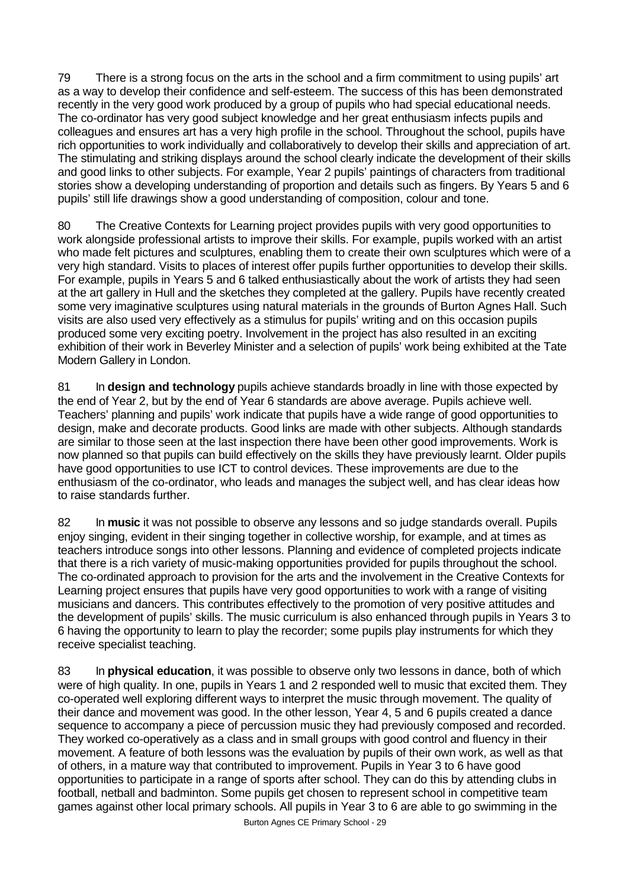79 There is a strong focus on the arts in the school and a firm commitment to using pupils' art as a way to develop their confidence and self-esteem. The success of this has been demonstrated recently in the very good work produced by a group of pupils who had special educational needs. The co-ordinator has very good subject knowledge and her great enthusiasm infects pupils and colleagues and ensures art has a very high profile in the school. Throughout the school, pupils have rich opportunities to work individually and collaboratively to develop their skills and appreciation of art. The stimulating and striking displays around the school clearly indicate the development of their skills and good links to other subjects. For example, Year 2 pupils' paintings of characters from traditional stories show a developing understanding of proportion and details such as fingers. By Years 5 and 6 pupils' still life drawings show a good understanding of composition, colour and tone.

80 The Creative Contexts for Learning project provides pupils with very good opportunities to work alongside professional artists to improve their skills. For example, pupils worked with an artist who made felt pictures and sculptures, enabling them to create their own sculptures which were of a very high standard. Visits to places of interest offer pupils further opportunities to develop their skills. For example, pupils in Years 5 and 6 talked enthusiastically about the work of artists they had seen at the art gallery in Hull and the sketches they completed at the gallery. Pupils have recently created some very imaginative sculptures using natural materials in the grounds of Burton Agnes Hall. Such visits are also used very effectively as a stimulus for pupils' writing and on this occasion pupils produced some very exciting poetry. Involvement in the project has also resulted in an exciting exhibition of their work in Beverley Minister and a selection of pupils' work being exhibited at the Tate Modern Gallery in London.

81 In **design and technology** pupils achieve standards broadly in line with those expected by the end of Year 2, but by the end of Year 6 standards are above average. Pupils achieve well. Teachers' planning and pupils' work indicate that pupils have a wide range of good opportunities to design, make and decorate products. Good links are made with other subjects. Although standards are similar to those seen at the last inspection there have been other good improvements. Work is now planned so that pupils can build effectively on the skills they have previously learnt. Older pupils have good opportunities to use ICT to control devices. These improvements are due to the enthusiasm of the co-ordinator, who leads and manages the subject well, and has clear ideas how to raise standards further.

82 In **music** it was not possible to observe any lessons and so judge standards overall. Pupils enjoy singing, evident in their singing together in collective worship, for example, and at times as teachers introduce songs into other lessons. Planning and evidence of completed projects indicate that there is a rich variety of music-making opportunities provided for pupils throughout the school. The co-ordinated approach to provision for the arts and the involvement in the Creative Contexts for Learning project ensures that pupils have very good opportunities to work with a range of visiting musicians and dancers. This contributes effectively to the promotion of very positive attitudes and the development of pupils' skills. The music curriculum is also enhanced through pupils in Years 3 to 6 having the opportunity to learn to play the recorder; some pupils play instruments for which they receive specialist teaching.

83 In **physical education**, it was possible to observe only two lessons in dance, both of which were of high quality. In one, pupils in Years 1 and 2 responded well to music that excited them. They co-operated well exploring different ways to interpret the music through movement. The quality of their dance and movement was good. In the other lesson, Year 4, 5 and 6 pupils created a dance sequence to accompany a piece of percussion music they had previously composed and recorded. They worked co-operatively as a class and in small groups with good control and fluency in their movement. A feature of both lessons was the evaluation by pupils of their own work, as well as that of others, in a mature way that contributed to improvement. Pupils in Year 3 to 6 have good opportunities to participate in a range of sports after school. They can do this by attending clubs in football, netball and badminton. Some pupils get chosen to represent school in competitive team games against other local primary schools. All pupils in Year 3 to 6 are able to go swimming in the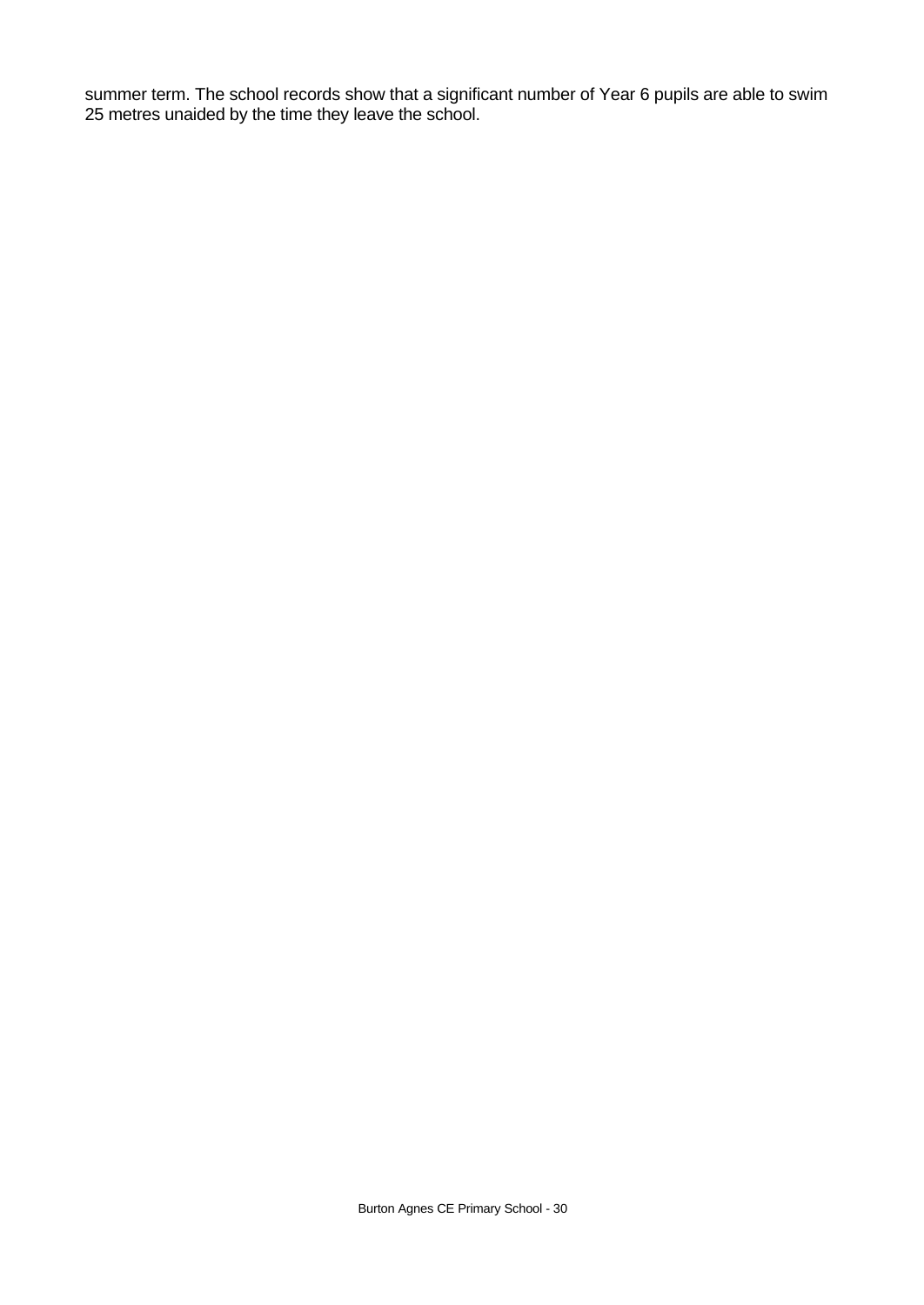summer term. The school records show that a significant number of Year 6 pupils are able to swim 25 metres unaided by the time they leave the school.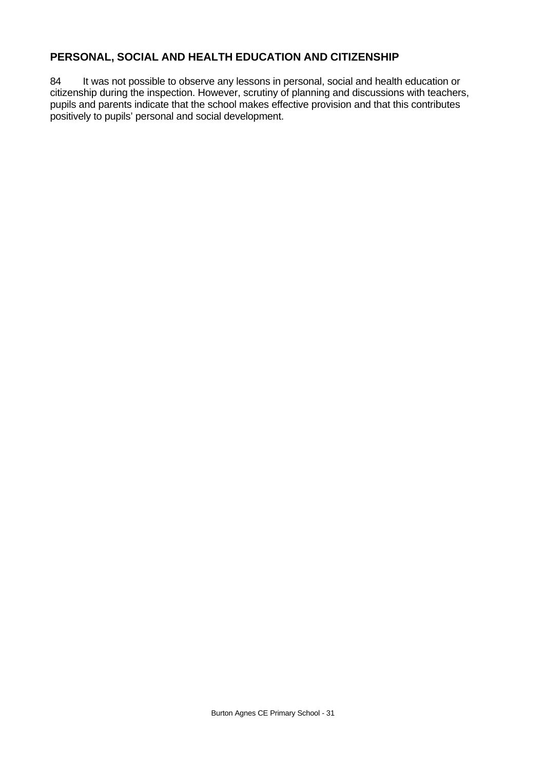## PERSONAL, SOCIAL AND HEALTH EDUCATION AND CITIZENSHIP

84 It was not possible to observe any lessons in personal, social and health education or citizenship during the inspection. However, scrutiny of planning and discussions with teachers, pupils and parents indicate that the school makes effective provision and that this contributes positively to pupils' personal and social development.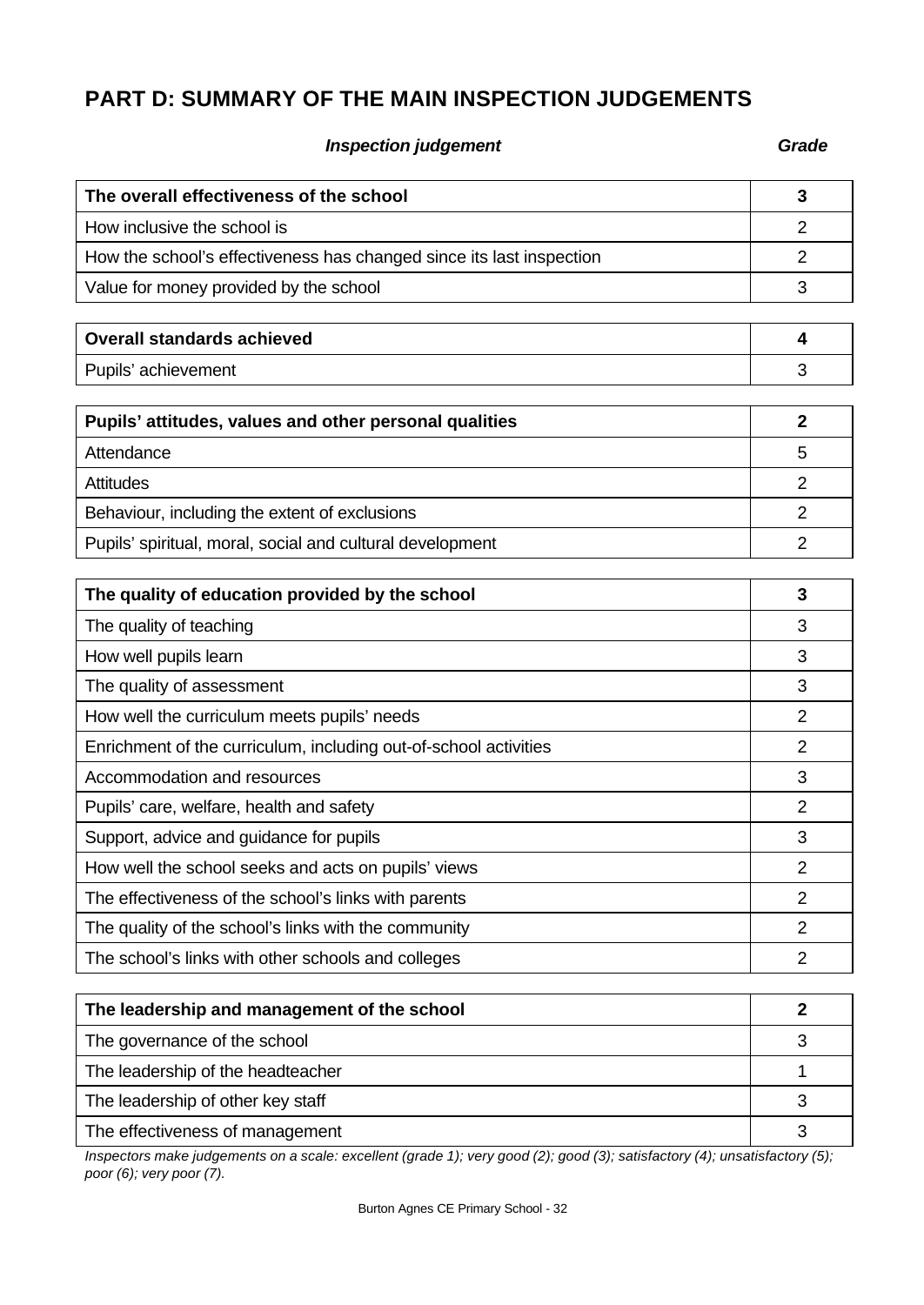# PART D: SUMMARY OF THE MAIN INSPECTION JUDGEMENTS

| *Inspection judgement* | *Grade* |
|---|---|
| **The overall effectiveness of the school** | **3** |
| How inclusive the school is | 2 |
| How the school's effectiveness has changed since its last inspection | 2 |
| Value for money provided by the school | 3 |

| | |
|---|---|
| **Overall standards achieved** | **4** |
| Pupils' achievement | 3 |

| | |
|---|---|
| **Pupils' attitudes, values and other personal qualities** | **2** |
| Attendance | 5 |
| Attitudes | 2 |
| Behaviour, including the extent of exclusions | 2 |
| Pupils' spiritual, moral, social and cultural development | 2 |

| | |
|---|---|
| **The quality of education provided by the school** | **3** |
| The quality of teaching | 3 |
| How well pupils learn | 3 |
| The quality of assessment | 3 |
| How well the curriculum meets pupils' needs | 2 |
| Enrichment of the curriculum, including out-of-school activities | 2 |
| Accommodation and resources | 3 |
| Pupils' care, welfare, health and safety | 2 |
| Support, advice and guidance for pupils | 3 |
| How well the school seeks and acts on pupils' views | 2 |
| The effectiveness of the school's links with parents | 2 |
| The quality of the school's links with the community | 2 |
| The school's links with other schools and colleges | 2 |

| | |
|---|---|
| **The leadership and management of the school** | **2** |
| The governance of the school | 3 |
| The leadership of the headteacher | 1 |
| The leadership of other key staff | 3 |
| The effectiveness of management | 3 |

*Inspectors make judgements on a scale: excellent (grade 1); very good (2); good (3); satisfactory (4); unsatisfactory (5); poor (6); very poor (7).*